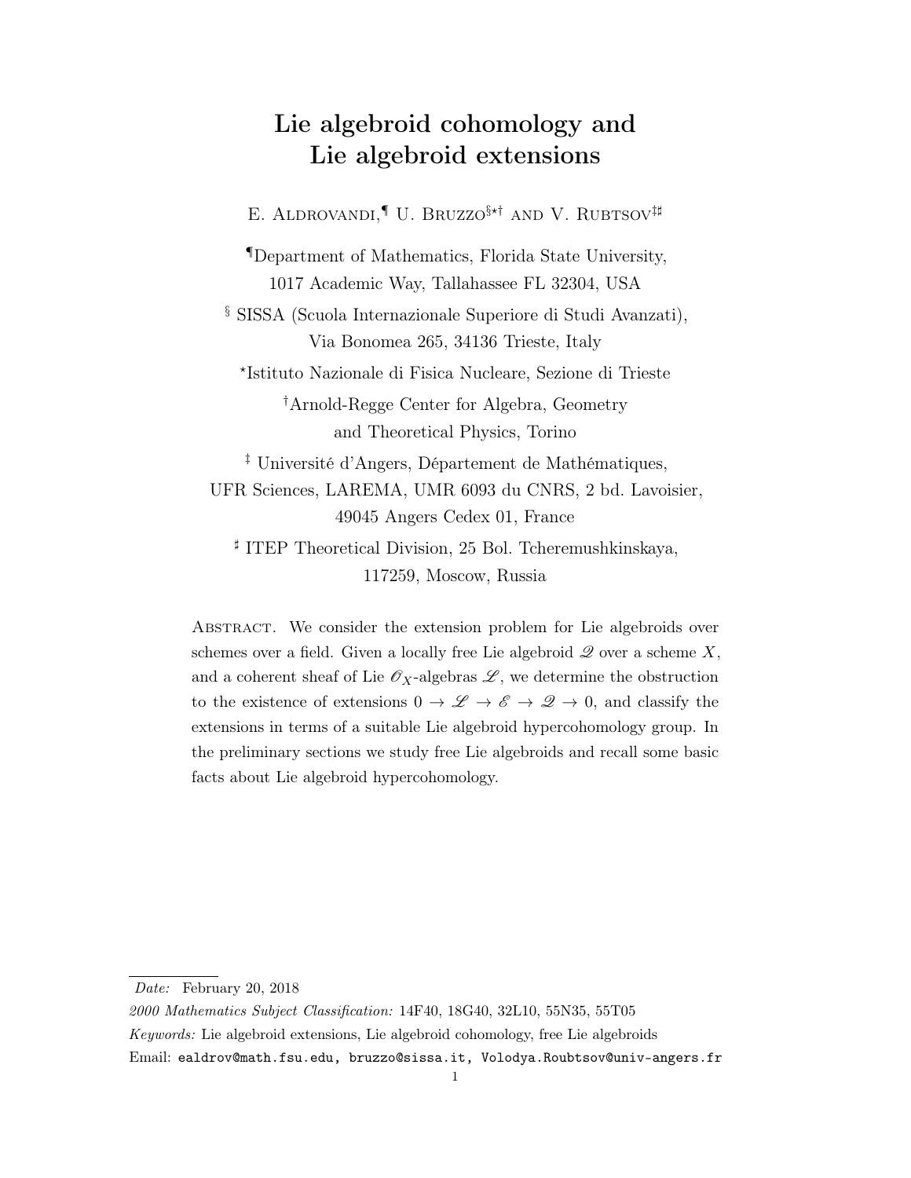# Lie algebroid cohomology and Lie algebroid extensions

E. Aldrovandi,[¶] U. Bruzzo[§⋆†] and V. Rubtsov[‡♯]

[¶]Department of Mathematics, Florida State University, 1017 Academic Way, Tallahassee FL 32304, USA

[§] SISSA (Scuola Internazionale Superiore di Studi Avanzati), Via Bonomea 265, 34136 Trieste, Italy

[⋆]Istituto Nazionale di Fisica Nucleare, Sezione di Trieste

[†]Arnold-Regge Center for Algebra, Geometry and Theoretical Physics, Torino

[‡] Université d'Angers, Département de Mathématiques, UFR Sciences, LAREMA, UMR 6093 du CNRS, 2 bd. Lavoisier, 49045 Angers Cedex 01, France

[♯] ITEP Theoretical Division, 25 Bol. Tcheremushkinskaya, 117259, Moscow, Russia

Abstract. We consider the extension problem for Lie algebroids over schemes over a field. Given a locally free Lie algebroid $\mathscr{Q}$ over a scheme $X$, and a coherent sheaf of Lie $\mathscr{O}_X$-algebras $\mathscr{L}$, we determine the obstruction to the existence of extensions $0 \to \mathscr{L} \to \mathscr{E} \to \mathscr{Q} \to 0$, and classify the extensions in terms of a suitable Lie algebroid hypercohomology group. In the preliminary sections we study free Lie algebroids and recall some basic facts about Lie algebroid hypercohomology.

*Date:* February 20, 2018

*2000 Mathematics Subject Classification:* 14F40, 18G40, 32L10, 55N35, 55T05

*Keywords:* Lie algebroid extensions, Lie algebroid cohomology, free Lie algebroids

Email: ealdrov@math.fsu.edu, bruzzo@sissa.it, Volodya.Roubtsov@univ-angers.fr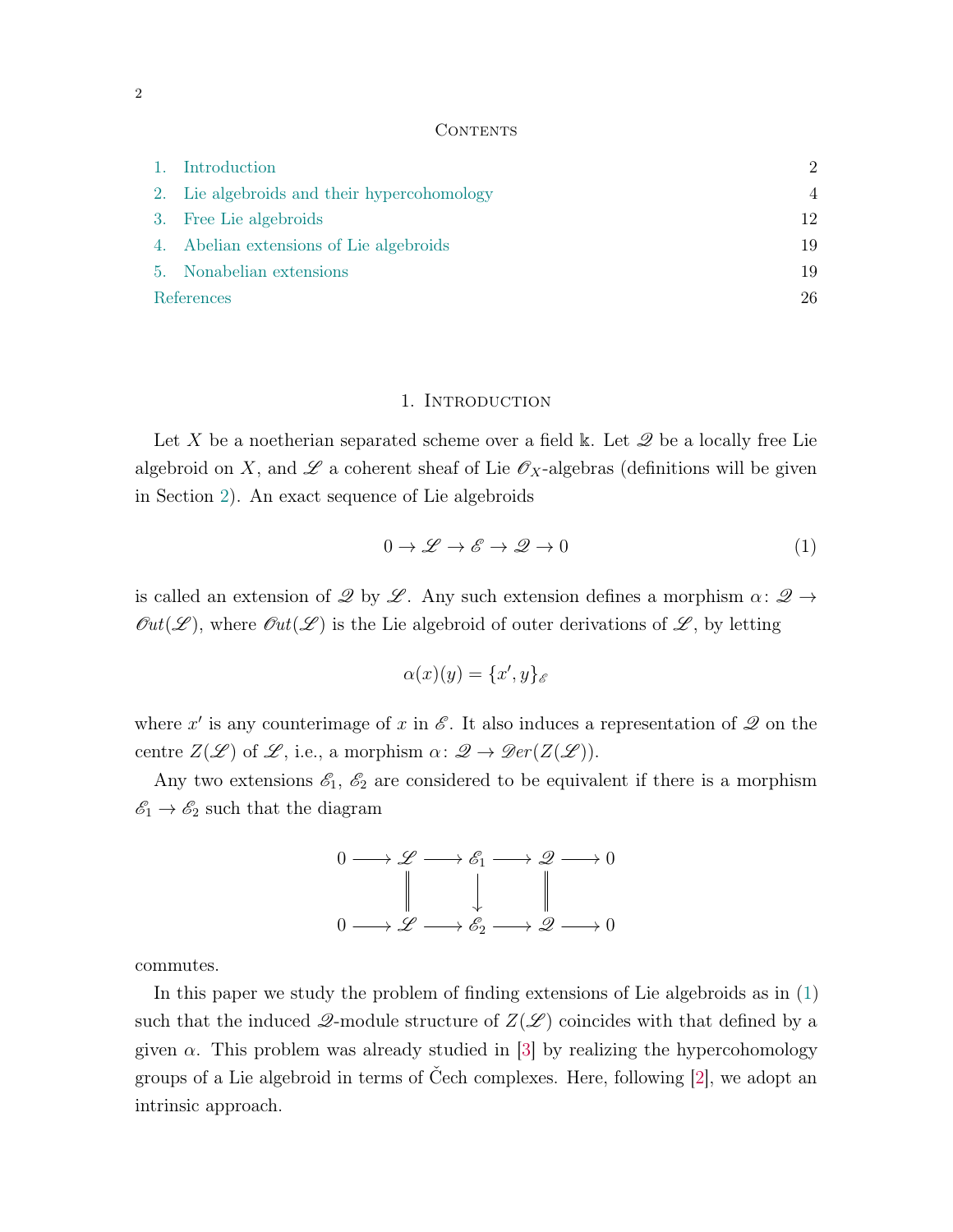## Contents

| | | |
|---|---|---|
| 1. | Introduction | 2 |
| 2. | Lie algebroids and their hypercohomology | 4 |
| 3. | Free Lie algebroids | 12 |
| 4. | Abelian extensions of Lie algebroids | 19 |
| 5. | Nonabelian extensions | 19 |
| | References | 26 |

## 1. Introduction

Let $X$ be a noetherian separated scheme over a field $\Bbbk$. Let $\mathscr{Q}$ be a locally free Lie algebroid on $X$, and $\mathscr{L}$ a coherent sheaf of Lie $\mathscr{O}_X$-algebras (definitions will be given in Section 2). An exact sequence of Lie algebroids

$$0 \to \mathscr{L} \to \mathscr{E} \to \mathscr{Q} \to 0 \tag{1}$$

is called an extension of $\mathscr{Q}$ by $\mathscr{L}$. Any such extension defines a morphism $\alpha\colon \mathscr{Q} \to \mathscr{O}ut(\mathscr{L})$, where $\mathscr{O}ut(\mathscr{L})$ is the Lie algebroid of outer derivations of $\mathscr{L}$, by letting

$$\alpha(x)(y) = \{x', y\}_{\mathscr{E}}$$

where $x'$ is any counterimage of $x$ in $\mathscr{E}$. It also induces a representation of $\mathscr{Q}$ on the centre $Z(\mathscr{L})$ of $\mathscr{L}$, i.e., a morphism $\alpha\colon \mathscr{Q} \to \mathscr{D}er(Z(\mathscr{L}))$.

Any two extensions $\mathscr{E}_1$, $\mathscr{E}_2$ are considered to be equivalent if there is a morphism $\mathscr{E}_1 \to \mathscr{E}_2$ such that the diagram

$$\begin{array}{ccccccccc}
0 & \longrightarrow & \mathscr{L} & \longrightarrow & \mathscr{E}_1 & \longrightarrow & \mathscr{Q} & \longrightarrow & 0 \\
 & & \| & & \downarrow & & \| & & \\
0 & \longrightarrow & \mathscr{L} & \longrightarrow & \mathscr{E}_2 & \longrightarrow & \mathscr{Q} & \longrightarrow & 0
\end{array}$$

commutes.

In this paper we study the problem of finding extensions of Lie algebroids as in (1) such that the induced $\mathscr{Q}$-module structure of $Z(\mathscr{L})$ coincides with that defined by a given $\alpha$. This problem was already studied in [3] by realizing the hypercohomology groups of a Lie algebroid in terms of Čech complexes. Here, following [2], we adopt an intrinsic approach.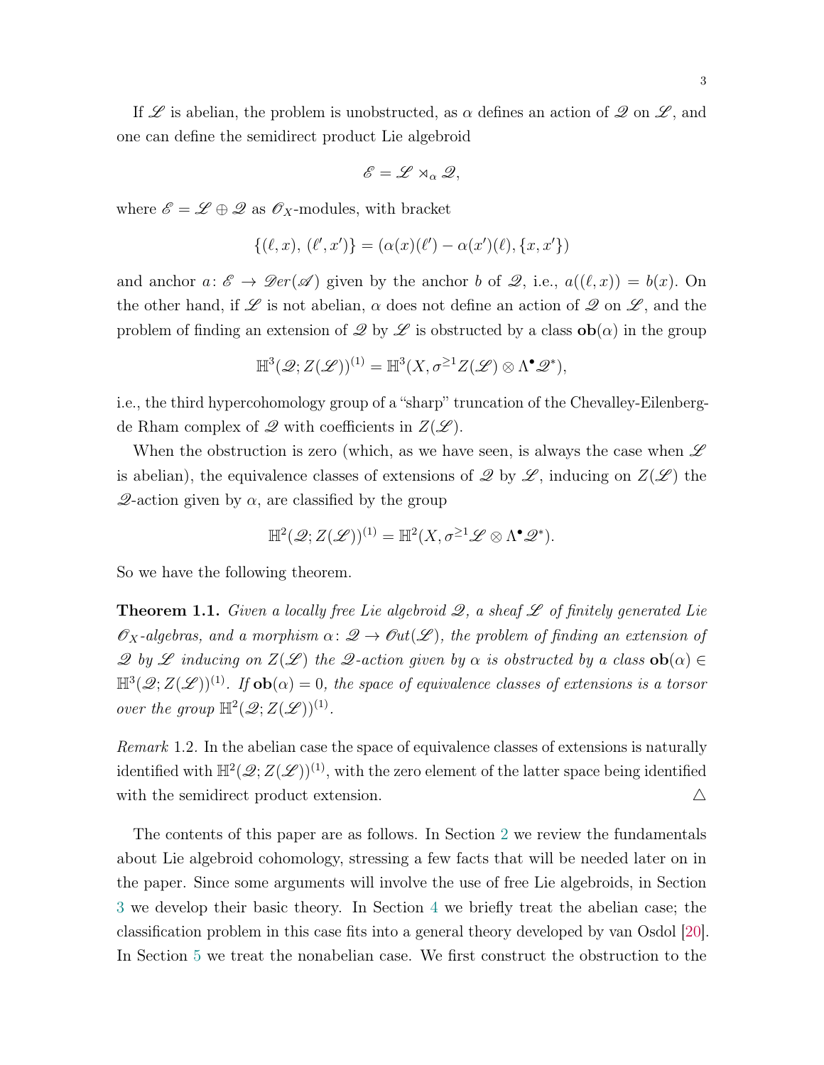If $\mathscr{L}$ is abelian, the problem is unobstructed, as $\alpha$ defines an action of $\mathscr{Q}$ on $\mathscr{L}$, and one can define the semidirect product Lie algebroid

$$\mathscr{E} = \mathscr{L} \rtimes_\alpha \mathscr{Q},$$

where $\mathscr{E} = \mathscr{L} \oplus \mathscr{Q}$ as $\mathscr{O}_X$-modules, with bracket

$$\{(\ell, x),\, (\ell', x')\} = (\alpha(x)(\ell') - \alpha(x')(\ell), \{x, x'\})$$

and anchor $a\colon \mathscr{E} \to \mathscr{D}er(\mathscr{A})$ given by the anchor $b$ of $\mathscr{Q}$, i.e., $a((\ell, x)) = b(x)$. On the other hand, if $\mathscr{L}$ is not abelian, $\alpha$ does not define an action of $\mathscr{Q}$ on $\mathscr{L}$, and the problem of finding an extension of $\mathscr{Q}$ by $\mathscr{L}$ is obstructed by a class $\mathbf{ob}(\alpha)$ in the group

$$\mathbb{H}^3(\mathscr{Q}; Z(\mathscr{L}))^{(1)} = \mathbb{H}^3(X, \sigma^{\geq 1} Z(\mathscr{L}) \otimes \Lambda^\bullet \mathscr{Q}^*),$$

i.e., the third hypercohomology group of a "sharp" truncation of the Chevalley-Eilenberg-de Rham complex of $\mathscr{Q}$ with coefficients in $Z(\mathscr{L})$.

When the obstruction is zero (which, as we have seen, is always the case when $\mathscr{L}$ is abelian), the equivalence classes of extensions of $\mathscr{Q}$ by $\mathscr{L}$, inducing on $Z(\mathscr{L})$ the $\mathscr{Q}$-action given by $\alpha$, are classified by the group

$$\mathbb{H}^2(\mathscr{Q}; Z(\mathscr{L}))^{(1)} = \mathbb{H}^2(X, \sigma^{\geq 1} \mathscr{L} \otimes \Lambda^\bullet \mathscr{Q}^*).$$

So we have the following theorem.

**Theorem 1.1.** *Given a locally free Lie algebroid $\mathscr{Q}$, a sheaf $\mathscr{L}$ of finitely generated Lie $\mathscr{O}_X$-algebras, and a morphism $\alpha\colon \mathscr{Q} \to \mathscr{O}ut(\mathscr{L})$, the problem of finding an extension of $\mathscr{Q}$ by $\mathscr{L}$ inducing on $Z(\mathscr{L})$ the $\mathscr{Q}$-action given by $\alpha$ is obstructed by a class $\mathbf{ob}(\alpha) \in \mathbb{H}^3(\mathscr{Q}; Z(\mathscr{L}))^{(1)}$. If $\mathbf{ob}(\alpha) = 0$, the space of equivalence classes of extensions is a torsor over the group $\mathbb{H}^2(\mathscr{Q}; Z(\mathscr{L}))^{(1)}$.*

*Remark* 1.2. In the abelian case the space of equivalence classes of extensions is naturally identified with $\mathbb{H}^2(\mathscr{Q}; Z(\mathscr{L}))^{(1)}$, with the zero element of the latter space being identified with the semidirect product extension. △

The contents of this paper are as follows. In Section 2 we review the fundamentals about Lie algebroid cohomology, stressing a few facts that will be needed later on in the paper. Since some arguments will involve the use of free Lie algebroids, in Section 3 we develop their basic theory. In Section 4 we briefly treat the abelian case; the classification problem in this case fits into a general theory developed by van Osdol [20]. In Section 5 we treat the nonabelian case. We first construct the obstruction to the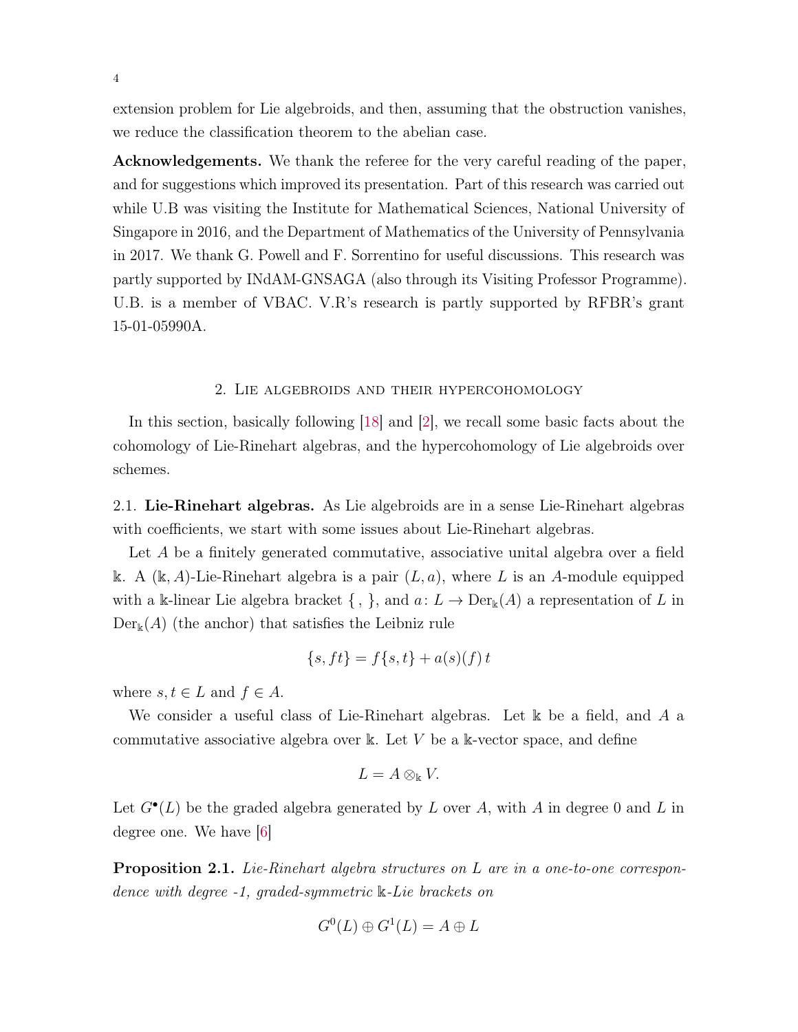extension problem for Lie algebroids, and then, assuming that the obstruction vanishes, we reduce the classification theorem to the abelian case.

**Acknowledgements.** We thank the referee for the very careful reading of the paper, and for suggestions which improved its presentation. Part of this research was carried out while U.B was visiting the Institute for Mathematical Sciences, National University of Singapore in 2016, and the Department of Mathematics of the University of Pennsylvania in 2017. We thank G. Powell and F. Sorrentino for useful discussions. This research was partly supported by INdAM-GNSAGA (also through its Visiting Professor Programme). U.B. is a member of VBAC. V.R's research is partly supported by RFBR's grant 15-01-05990A.

## 2. Lie algebroids and their hypercohomology

In this section, basically following [18] and [2], we recall some basic facts about the cohomology of Lie-Rinehart algebras, and the hypercohomology of Lie algebroids over schemes.

### 2.1. Lie-Rinehart algebras.

As Lie algebroids are in a sense Lie-Rinehart algebras with coefficients, we start with some issues about Lie-Rinehart algebras.

Let $A$ be a finitely generated commutative, associative unital algebra over a field $\Bbbk$. A $(\Bbbk, A)$-Lie-Rinehart algebra is a pair $(L, a)$, where $L$ is an $A$-module equipped with a $\Bbbk$-linear Lie algebra bracket $\{\,,\,\}$, and $a\colon L \to \operatorname{Der}_{\Bbbk}(A)$ a representation of $L$ in $\operatorname{Der}_{\Bbbk}(A)$ (the anchor) that satisfies the Leibniz rule

$$\{s, ft\} = f\{s,t\} + a(s)(f)\,t$$

where $s, t \in L$ and $f \in A$.

We consider a useful class of Lie-Rinehart algebras. Let $\Bbbk$ be a field, and $A$ a commutative associative algebra over $\Bbbk$. Let $V$ be a $\Bbbk$-vector space, and define

$$L = A \otimes_{\Bbbk} V.$$

Let $G^\bullet(L)$ be the graded algebra generated by $L$ over $A$, with $A$ in degree 0 and $L$ in degree one. We have [6]

**Proposition 2.1.** *Lie-Rinehart algebra structures on $L$ are in a one-to-one correspondence with degree -1, graded-symmetric $\Bbbk$-Lie brackets on*

$$G^0(L) \oplus G^1(L) = A \oplus L$$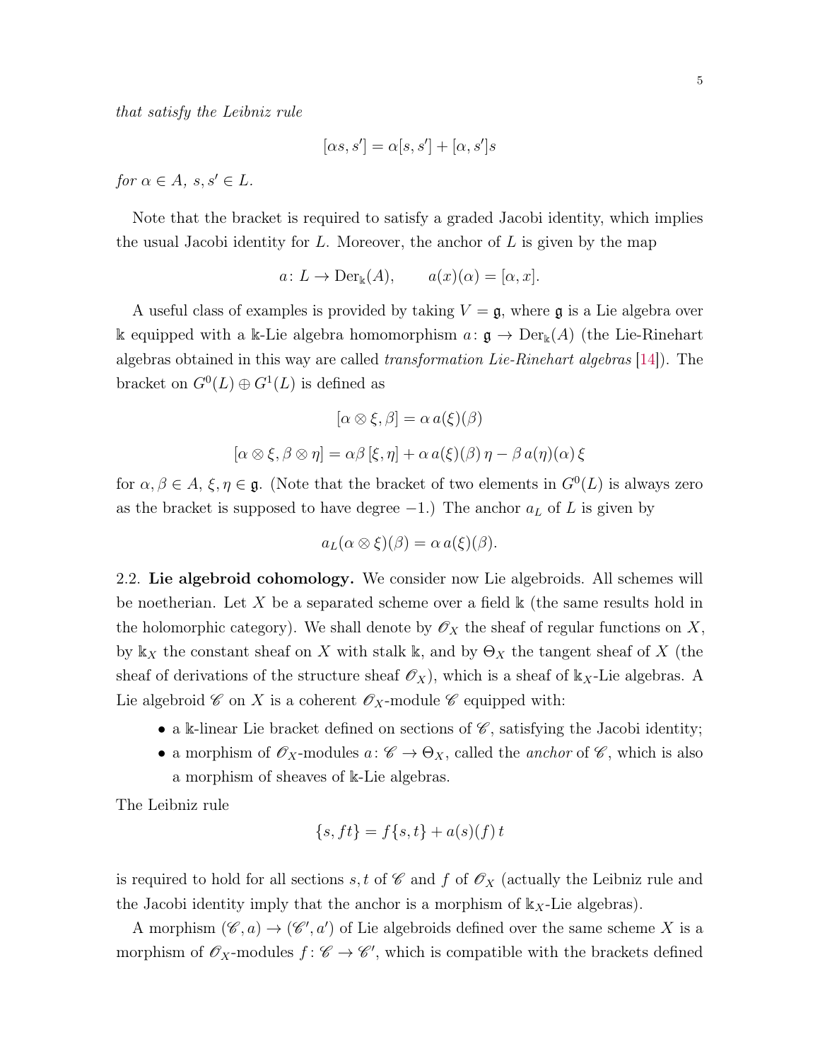*that satisfy the Leibniz rule*

$$[\alpha s, s'] = \alpha[s, s'] + [\alpha, s']s$$

*for* $\alpha \in A$, $s, s' \in L$.

Note that the bracket is required to satisfy a graded Jacobi identity, which implies the usual Jacobi identity for $L$. Moreover, the anchor of $L$ is given by the map

$$a\colon L \to \mathrm{Der}_{\Bbbk}(A), \qquad a(x)(\alpha) = [\alpha, x].$$

A useful class of examples is provided by taking $V = \mathfrak{g}$, where $\mathfrak{g}$ is a Lie algebra over $\Bbbk$ equipped with a $\Bbbk$-Lie algebra homomorphism $a\colon \mathfrak{g} \to \mathrm{Der}_{\Bbbk}(A)$ (the Lie-Rinehart algebras obtained in this way are called *transformation Lie-Rinehart algebras* [14]). The bracket on $G^0(L) \oplus G^1(L)$ is defined as

$$[\alpha \otimes \xi, \beta] = \alpha\, a(\xi)(\beta)$$

$$[\alpha \otimes \xi, \beta \otimes \eta] = \alpha\beta\, [\xi, \eta] + \alpha\, a(\xi)(\beta)\, \eta - \beta\, a(\eta)(\alpha)\, \xi$$

for $\alpha, \beta \in A$, $\xi, \eta \in \mathfrak{g}$. (Note that the bracket of two elements in $G^0(L)$ is always zero as the bracket is supposed to have degree $-1$.) The anchor $a_L$ of $L$ is given by

$$a_L(\alpha \otimes \xi)(\beta) = \alpha\, a(\xi)(\beta).$$

2.2. **Lie algebroid cohomology.** We consider now Lie algebroids. All schemes will be noetherian. Let $X$ be a separated scheme over a field $\Bbbk$ (the same results hold in the holomorphic category). We shall denote by $\mathscr{O}_X$ the sheaf of regular functions on $X$, by $\Bbbk_X$ the constant sheaf on $X$ with stalk $\Bbbk$, and by $\Theta_X$ the tangent sheaf of $X$ (the sheaf of derivations of the structure sheaf $\mathscr{O}_X$), which is a sheaf of $\Bbbk_X$-Lie algebras. A Lie algebroid $\mathscr{C}$ on $X$ is a coherent $\mathscr{O}_X$-module $\mathscr{C}$ equipped with:

- a $\Bbbk$-linear Lie bracket defined on sections of $\mathscr{C}$, satisfying the Jacobi identity;
- a morphism of $\mathscr{O}_X$-modules $a\colon \mathscr{C} \to \Theta_X$, called the *anchor* of $\mathscr{C}$, which is also a morphism of sheaves of $\Bbbk$-Lie algebras.

The Leibniz rule

$$\{s, ft\} = f\{s, t\} + a(s)(f)\, t$$

is required to hold for all sections $s, t$ of $\mathscr{C}$ and $f$ of $\mathscr{O}_X$ (actually the Leibniz rule and the Jacobi identity imply that the anchor is a morphism of $\Bbbk_X$-Lie algebras).

A morphism $(\mathscr{C}, a) \to (\mathscr{C}', a')$ of Lie algebroids defined over the same scheme $X$ is a morphism of $\mathscr{O}_X$-modules $f\colon \mathscr{C} \to \mathscr{C}'$, which is compatible with the brackets defined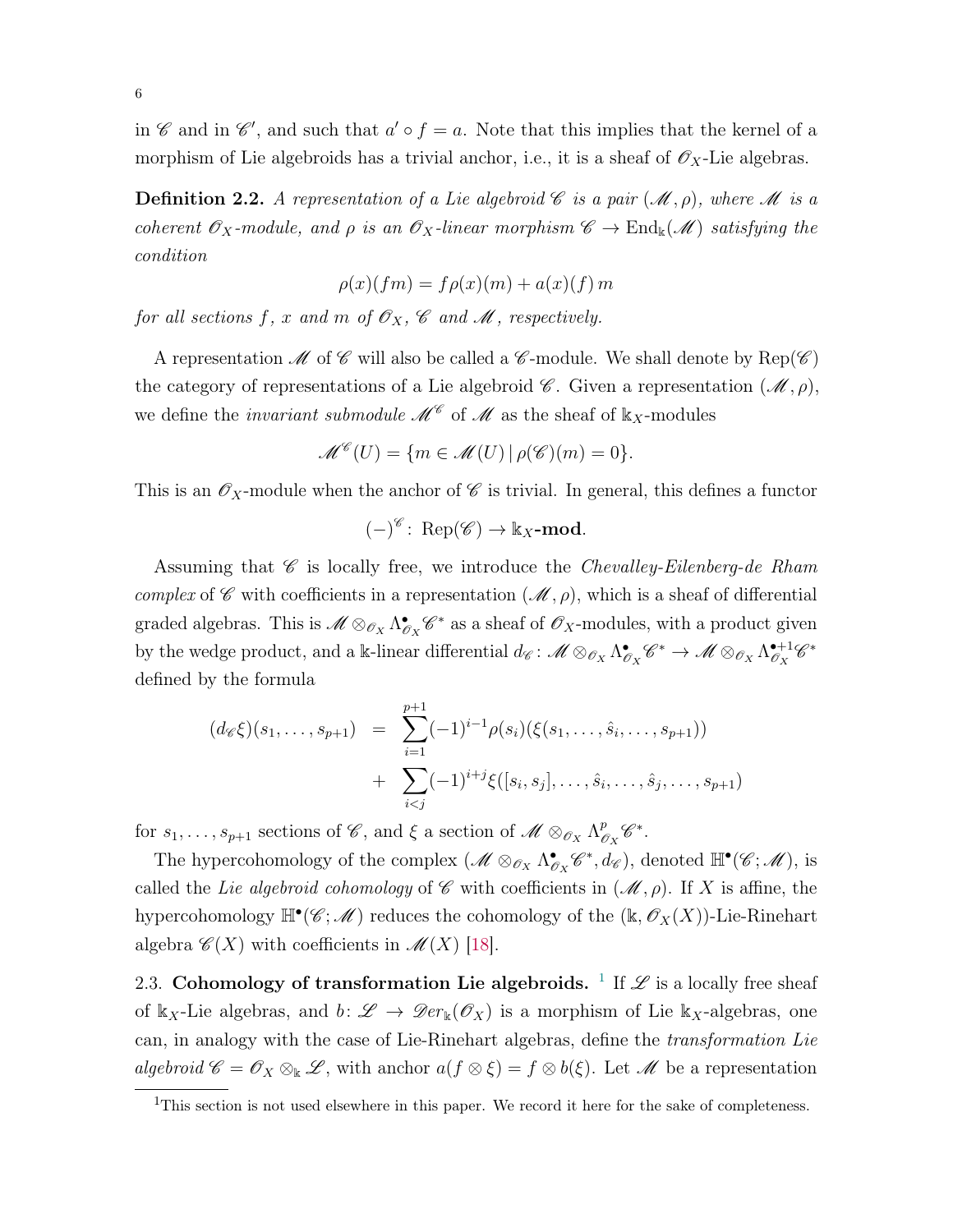in $\mathscr{C}$ and in $\mathscr{C}'$, and such that $a' \circ f = a$. Note that this implies that the kernel of a morphism of Lie algebroids has a trivial anchor, i.e., it is a sheaf of $\mathscr{O}_X$-Lie algebras.

**Definition 2.2.** *A representation of a Lie algebroid $\mathscr{C}$ is a pair $(\mathscr{M}, \rho)$, where $\mathscr{M}$ is a coherent $\mathscr{O}_X$-module, and $\rho$ is an $\mathscr{O}_X$-linear morphism $\mathscr{C} \to \operatorname{End}_{\Bbbk}(\mathscr{M})$ satisfying the condition*

$$\rho(x)(fm) = f\rho(x)(m) + a(x)(f)\, m$$

*for all sections $f$, $x$ and $m$ of $\mathscr{O}_X$, $\mathscr{C}$ and $\mathscr{M}$, respectively.*

A representation $\mathscr{M}$ of $\mathscr{C}$ will also be called a $\mathscr{C}$-module. We shall denote by $\operatorname{Rep}(\mathscr{C})$ the category of representations of a Lie algebroid $\mathscr{C}$. Given a representation $(\mathscr{M}, \rho)$, we define the *invariant submodule* $\mathscr{M}^{\mathscr{C}}$ of $\mathscr{M}$ as the sheaf of $\Bbbk_X$-modules

$$\mathscr{M}^{\mathscr{C}}(U) = \{m \in \mathscr{M}(U) \mid \rho(\mathscr{C})(m) = 0\}.$$

This is an $\mathscr{O}_X$-module when the anchor of $\mathscr{C}$ is trivial. In general, this defines a functor

$$(-)^{\mathscr{C}} \colon \operatorname{Rep}(\mathscr{C}) \to \Bbbk_X\textbf{-mod}.$$

Assuming that $\mathscr{C}$ is locally free, we introduce the *Chevalley-Eilenberg-de Rham complex* of $\mathscr{C}$ with coefficients in a representation $(\mathscr{M}, \rho)$, which is a sheaf of differential graded algebras. This is $\mathscr{M} \otimes_{\mathscr{O}_X} \Lambda^\bullet_{\mathscr{O}_X} \mathscr{C}^*$ as a sheaf of $\mathscr{O}_X$-modules, with a product given by the wedge product, and a $\Bbbk$-linear differential $d_{\mathscr{C}} \colon \mathscr{M} \otimes_{\mathscr{O}_X} \Lambda^\bullet_{\mathscr{O}_X} \mathscr{C}^* \to \mathscr{M} \otimes_{\mathscr{O}_X} \Lambda^{\bullet+1}_{\mathscr{O}_X} \mathscr{C}^*$ defined by the formula

$$\begin{aligned}
(d_{\mathscr{C}}\xi)(s_1, \ldots, s_{p+1}) &= \sum_{i=1}^{p+1} (-1)^{i-1} \rho(s_i)(\xi(s_1, \ldots, \hat{s}_i, \ldots, s_{p+1})) \\
&\quad + \sum_{i<j} (-1)^{i+j} \xi([s_i, s_j], \ldots, \hat{s}_i, \ldots, \hat{s}_j, \ldots, s_{p+1})
\end{aligned}$$

for $s_1, \ldots, s_{p+1}$ sections of $\mathscr{C}$, and $\xi$ a section of $\mathscr{M} \otimes_{\mathscr{O}_X} \Lambda^p_{\mathscr{O}_X} \mathscr{C}^*$.

The hypercohomology of the complex $(\mathscr{M} \otimes_{\mathscr{O}_X} \Lambda^\bullet_{\mathscr{O}_X} \mathscr{C}^*, d_{\mathscr{C}})$, denoted $\mathbb{H}^\bullet(\mathscr{C}; \mathscr{M})$, is called the *Lie algebroid cohomology* of $\mathscr{C}$ with coefficients in $(\mathscr{M}, \rho)$. If $X$ is affine, the hypercohomology $\mathbb{H}^\bullet(\mathscr{C}; \mathscr{M})$ reduces the cohomology of the $(\Bbbk, \mathscr{O}_X(X))$-Lie-Rinehart algebra $\mathscr{C}(X)$ with coefficients in $\mathscr{M}(X)$ [18].

2.3. **Cohomology of transformation Lie algebroids.** [1] If $\mathscr{L}$ is a locally free sheaf of $\Bbbk_X$-Lie algebras, and $b \colon \mathscr{L} \to \mathscr{D}er_{\Bbbk}(\mathscr{O}_X)$ is a morphism of Lie $\Bbbk_X$-algebras, one can, in analogy with the case of Lie-Rinehart algebras, define the *transformation Lie algebroid* $\mathscr{C} = \mathscr{O}_X \otimes_{\Bbbk} \mathscr{L}$, with anchor $a(f \otimes \xi) = f \otimes b(\xi)$. Let $\mathscr{M}$ be a representation

---

[1] This section is not used elsewhere in this paper. We record it here for the sake of completeness.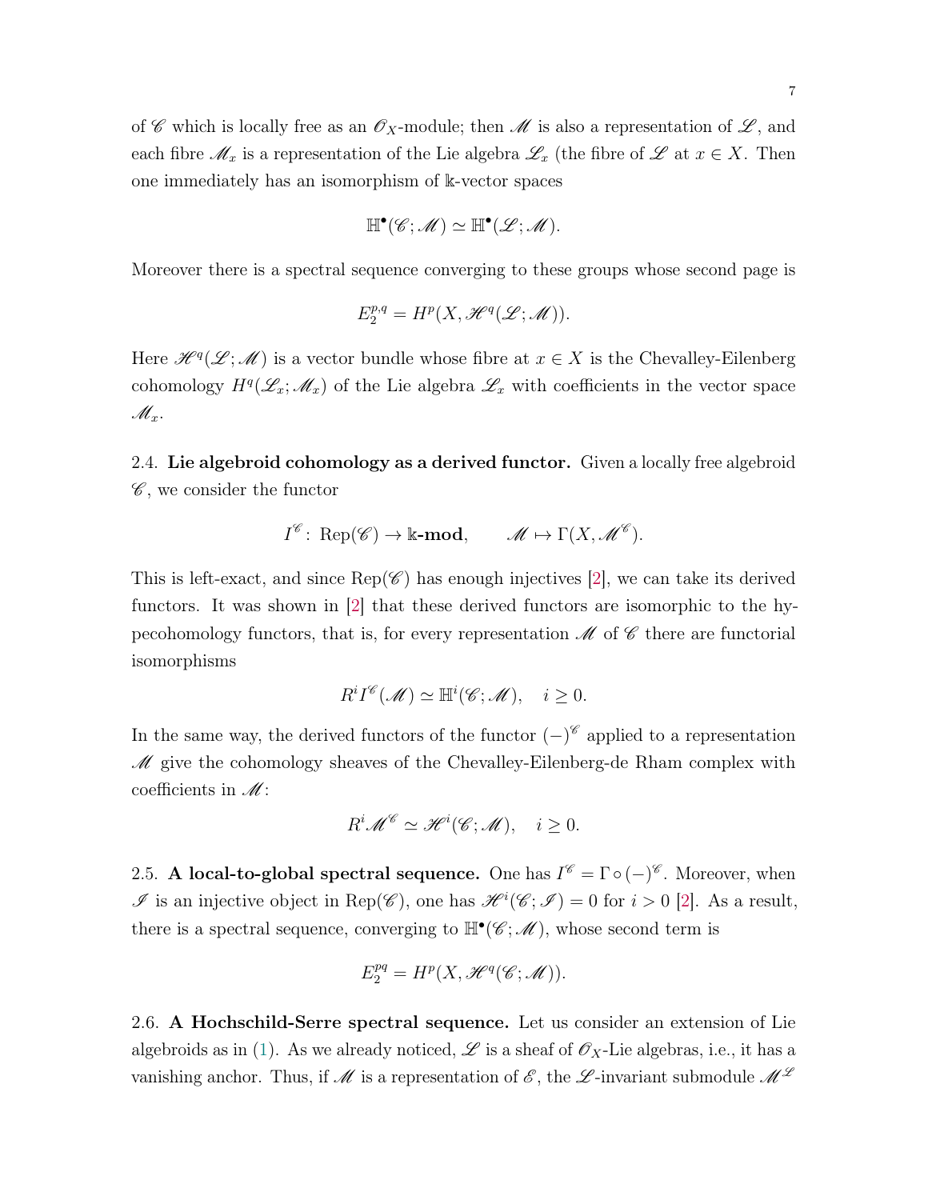of $\mathscr{C}$ which is locally free as an $\mathscr{O}_X$-module; then $\mathscr{M}$ is also a representation of $\mathscr{L}$, and each fibre $\mathscr{M}_x$ is a representation of the Lie algebra $\mathscr{L}_x$ (the fibre of $\mathscr{L}$ at $x \in X$. Then one immediately has an isomorphism of $\Bbbk$-vector spaces

$$\mathbb{H}^\bullet(\mathscr{C};\mathscr{M}) \simeq \mathbb{H}^\bullet(\mathscr{L};\mathscr{M}).$$

Moreover there is a spectral sequence converging to these groups whose second page is

$$E_2^{p,q} = H^p(X, \mathscr{H}^q(\mathscr{L};\mathscr{M})).$$

Here $\mathscr{H}^q(\mathscr{L};\mathscr{M})$ is a vector bundle whose fibre at $x \in X$ is the Chevalley-Eilenberg cohomology $H^q(\mathscr{L}_x;\mathscr{M}_x)$ of the Lie algebra $\mathscr{L}_x$ with coefficients in the vector space $\mathscr{M}_x$.

2.4. **Lie algebroid cohomology as a derived functor.** Given a locally free algebroid $\mathscr{C}$, we consider the functor

$$I^{\mathscr{C}} \colon \operatorname{Rep}(\mathscr{C}) \to \Bbbk\textbf{-mod}, \qquad \mathscr{M} \mapsto \Gamma(X, \mathscr{M}^{\mathscr{C}}).$$

This is left-exact, and since $\operatorname{Rep}(\mathscr{C})$ has enough injectives [2], we can take its derived functors. It was shown in [2] that these derived functors are isomorphic to the hypecohomology functors, that is, for every representation $\mathscr{M}$ of $\mathscr{C}$ there are functorial isomorphisms

$$R^i I^{\mathscr{C}}(\mathscr{M}) \simeq \mathbb{H}^i(\mathscr{C};\mathscr{M}), \quad i \geq 0.$$

In the same way, the derived functors of the functor $(-)^{\mathscr{C}}$ applied to a representation $\mathscr{M}$ give the cohomology sheaves of the Chevalley-Eilenberg-de Rham complex with coefficients in $\mathscr{M}$:

$$R^i \mathscr{M}^{\mathscr{C}} \simeq \mathscr{H}^i(\mathscr{C};\mathscr{M}), \quad i \geq 0.$$

2.5. **A local-to-global spectral sequence.** One has $I^{\mathscr{C}} = \Gamma \circ (-)^{\mathscr{C}}$. Moreover, when $\mathscr{I}$ is an injective object in $\operatorname{Rep}(\mathscr{C})$, one has $\mathscr{H}^i(\mathscr{C};\mathscr{I}) = 0$ for $i > 0$ [2]. As a result, there is a spectral sequence, converging to $\mathbb{H}^\bullet(\mathscr{C};\mathscr{M})$, whose second term is

$$E_2^{pq} = H^p(X, \mathscr{H}^q(\mathscr{C};\mathscr{M})).$$

2.6. **A Hochschild-Serre spectral sequence.** Let us consider an extension of Lie algebroids as in (1). As we already noticed, $\mathscr{L}$ is a sheaf of $\mathscr{O}_X$-Lie algebras, i.e., it has a vanishing anchor. Thus, if $\mathscr{M}$ is a representation of $\mathscr{E}$, the $\mathscr{L}$-invariant submodule $\mathscr{M}^{\mathscr{L}}$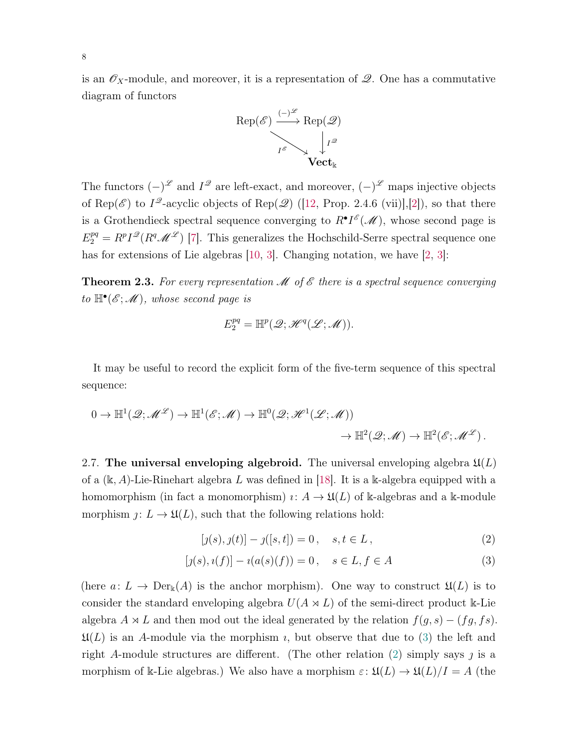is an $\mathscr{O}_X$-module, and moreover, it is a representation of $\mathscr{Q}$. One has a commutative diagram of functors

$$
\begin{array}{ccc}
\operatorname{Rep}(\mathscr{E}) & \xrightarrow{(-)^{\mathscr{L}}} & \operatorname{Rep}(\mathscr{Q}) \\
& \underset{I^{\mathscr{E}}}{\searrow} & \downarrow I^{\mathscr{Q}} \\
& & \mathbf{Vect}_{\Bbbk}
\end{array}
$$

The functors $(-)^{\mathscr{L}}$ and $I^{\mathscr{Q}}$ are left-exact, and moreover, $(-)^{\mathscr{L}}$ maps injective objects of $\operatorname{Rep}(\mathscr{E})$ to $I^{\mathscr{Q}}$-acyclic objects of $\operatorname{Rep}(\mathscr{Q})$ ([12, Prop. 2.4.6 (vii)],[2]), so that there is a Grothendieck spectral sequence converging to $R^\bullet I^{\mathscr{E}}(\mathscr{M})$, whose second page is $E_2^{pq} = R^p I^{\mathscr{Q}}(R^q \mathscr{M}^{\mathscr{L}})$ [7]. This generalizes the Hochschild-Serre spectral sequence one has for extensions of Lie algebras [10, 3]. Changing notation, we have [2, 3]:

**Theorem 2.3.** *For every representation $\mathscr{M}$ of $\mathscr{E}$ there is a spectral sequence converging to $\mathbb{H}^\bullet(\mathscr{E};\mathscr{M})$, whose second page is*

$$E_2^{pq} = \mathbb{H}^p(\mathscr{Q};\mathscr{H}^q(\mathscr{L};\mathscr{M})).$$

It may be useful to record the explicit form of the five-term sequence of this spectral sequence:

$$
\begin{aligned}
0 \to \mathbb{H}^1(\mathscr{Q};\mathscr{M}^{\mathscr{L}}) \to \mathbb{H}^1(\mathscr{E};\mathscr{M}) \to \mathbb{H}^0(\mathscr{Q};\mathscr{H}^1(\mathscr{L};\mathscr{M}))& \\
\to \mathbb{H}^2(\mathscr{Q};\mathscr{M}) \to \mathbb{H}^2(\mathscr{E};\mathscr{M}^{\mathscr{L}})&\,.
\end{aligned}
$$

2.7. **The universal enveloping algebroid.** The universal enveloping algebra $\mathfrak{U}(L)$ of a $(\Bbbk, A)$-Lie-Rinehart algebra $L$ was defined in [18]. It is a $\Bbbk$-algebra equipped with a homomorphism (in fact a monomorphism) $\imath\colon A \to \mathfrak{U}(L)$ of $\Bbbk$-algebras and a $\Bbbk$-module morphism $\jmath\colon L \to \mathfrak{U}(L)$, such that the following relations hold:

$$[\jmath(s), \jmath(t)] - \jmath([s,t]) = 0\,, \quad s,t \in L\,, \tag{2}$$

$$[\jmath(s), \imath(f)] - \imath(a(s)(f)) = 0\,, \quad s \in L, f \in A \tag{3}$$

(here $a\colon L \to \operatorname{Der}_{\Bbbk}(A)$ is the anchor morphism). One way to construct $\mathfrak{U}(L)$ is to consider the standard enveloping algebra $U(A \rtimes L)$ of the semi-direct product $\Bbbk$-Lie algebra $A \rtimes L$ and then mod out the ideal generated by the relation $f(g,s) - (fg, fs)$. $\mathfrak{U}(L)$ is an $A$-module via the morphism $\imath$, but observe that due to (3) the left and right $A$-module structures are different. (The other relation (2) simply says $\jmath$ is a morphism of $\Bbbk$-Lie algebras.) We also have a morphism $\varepsilon\colon \mathfrak{U}(L) \to \mathfrak{U}(L)/I = A$ (the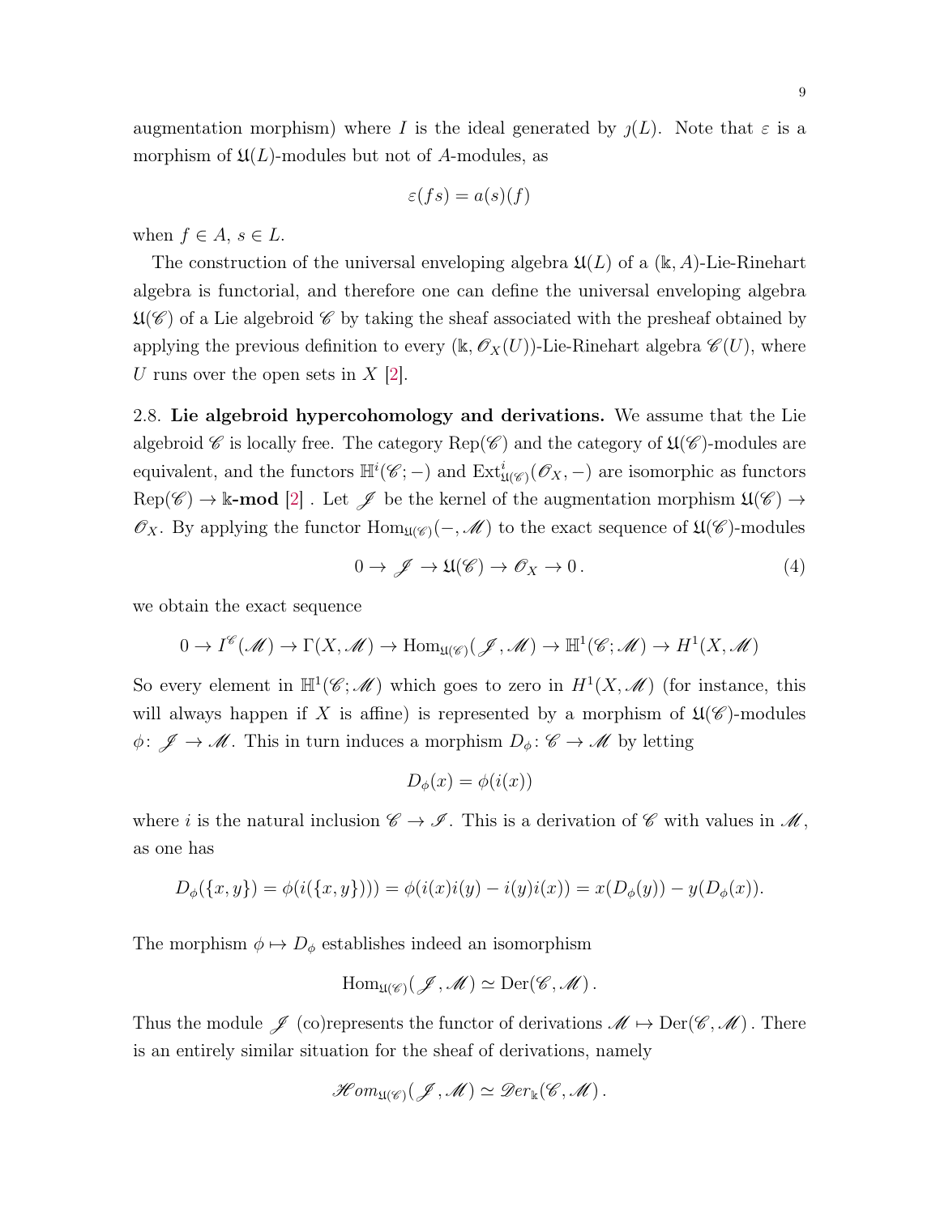augmentation morphism) where $I$ is the ideal generated by $\jmath(L)$. Note that $\varepsilon$ is a morphism of $\mathfrak{U}(L)$-modules but not of $A$-modules, as

$$\varepsilon(fs) = a(s)(f)$$

when $f \in A$, $s \in L$.

The construction of the universal enveloping algebra $\mathfrak{U}(L)$ of a $(\Bbbk, A)$-Lie-Rinehart algebra is functorial, and therefore one can define the universal enveloping algebra $\mathfrak{U}(\mathscr{C})$ of a Lie algebroid $\mathscr{C}$ by taking the sheaf associated with the presheaf obtained by applying the previous definition to every $(\Bbbk, \mathscr{O}_X(U))$-Lie-Rinehart algebra $\mathscr{C}(U)$, where $U$ runs over the open sets in $X$ [2].

2.8. **Lie algebroid hypercohomology and derivations.** We assume that the Lie algebroid $\mathscr{C}$ is locally free. The category $\operatorname{Rep}(\mathscr{C})$ and the category of $\mathfrak{U}(\mathscr{C})$-modules are equivalent, and the functors $\mathbb{H}^i(\mathscr{C}; -)$ and $\operatorname{Ext}^i_{\mathfrak{U}(\mathscr{C})}(\mathscr{O}_X, -)$ are isomorphic as functors $\operatorname{Rep}(\mathscr{C}) \to \Bbbk\textbf{-mod}$ [2] . Let $\mathscr{J}$ be the kernel of the augmentation morphism $\mathfrak{U}(\mathscr{C}) \to \mathscr{O}_X$. By applying the functor $\operatorname{Hom}_{\mathfrak{U}(\mathscr{C})}(-, \mathscr{M})$ to the exact sequence of $\mathfrak{U}(\mathscr{C})$-modules

$$0 \to \mathscr{J} \to \mathfrak{U}(\mathscr{C}) \to \mathscr{O}_X \to 0\,. \tag{4}$$

we obtain the exact sequence

$$0 \to I^{\mathscr{C}}(\mathscr{M}) \to \Gamma(X, \mathscr{M}) \to \operatorname{Hom}_{\mathfrak{U}(\mathscr{C})}(\mathscr{J}, \mathscr{M}) \to \mathbb{H}^1(\mathscr{C}; \mathscr{M}) \to H^1(X, \mathscr{M})$$

So every element in $\mathbb{H}^1(\mathscr{C}; \mathscr{M})$ which goes to zero in $H^1(X, \mathscr{M})$ (for instance, this will always happen if $X$ is affine) is represented by a morphism of $\mathfrak{U}(\mathscr{C})$-modules $\phi\colon \mathscr{J} \to \mathscr{M}$. This in turn induces a morphism $D_\phi\colon \mathscr{C} \to \mathscr{M}$ by letting

$$D_\phi(x) = \phi(i(x))$$

where $i$ is the natural inclusion $\mathscr{C} \to \mathscr{I}$. This is a derivation of $\mathscr{C}$ with values in $\mathscr{M}$, as one has

$$D_\phi(\{x, y\}) = \phi(i(\{x, y\}))) = \phi(i(x)i(y) - i(y)i(x)) = x(D_\phi(y)) - y(D_\phi(x)).$$

The morphism $\phi \mapsto D_\phi$ establishes indeed an isomorphism

$$\operatorname{Hom}_{\mathfrak{U}(\mathscr{C})}(\mathscr{J}, \mathscr{M}) \simeq \operatorname{Der}(\mathscr{C}, \mathscr{M})\,.$$

Thus the module $\mathscr{J}$ (co)represents the functor of derivations $\mathscr{M} \mapsto \operatorname{Der}(\mathscr{C}, \mathscr{M})$ . There is an entirely similar situation for the sheaf of derivations, namely

$$\mathscr{H}om_{\mathfrak{U}(\mathscr{C})}(\mathscr{J}, \mathscr{M}) \simeq \mathscr{D}er_{\Bbbk}(\mathscr{C}, \mathscr{M})\,.$$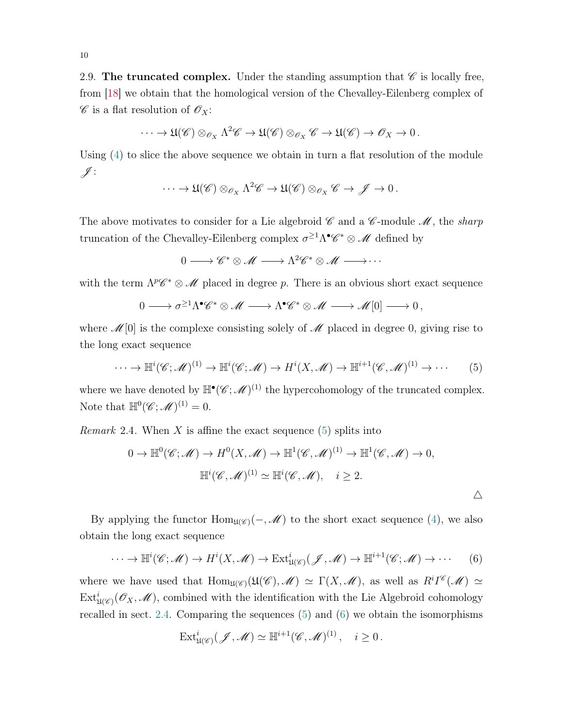2.9. **The truncated complex.** Under the standing assumption that $\mathscr{C}$ is locally free, from [18] we obtain that the homological version of the Chevalley-Eilenberg complex of $\mathscr{C}$ is a flat resolution of $\mathscr{O}_X$:

$$\cdots \to \mathfrak{U}(\mathscr{C}) \otimes_{\mathscr{O}_X} \Lambda^2\mathscr{C} \to \mathfrak{U}(\mathscr{C}) \otimes_{\mathscr{O}_X} \mathscr{C} \to \mathfrak{U}(\mathscr{C}) \to \mathscr{O}_X \to 0\,.$$

Using (4) to slice the above sequence we obtain in turn a flat resolution of the module $\mathscr{J}$:

$$\cdots \to \mathfrak{U}(\mathscr{C}) \otimes_{\mathscr{O}_X} \Lambda^2\mathscr{C} \to \mathfrak{U}(\mathscr{C}) \otimes_{\mathscr{O}_X} \mathscr{C} \to \mathscr{J} \to 0\,.$$

The above motivates to consider for a Lie algebroid $\mathscr{C}$ and a $\mathscr{C}$-module $\mathscr{M}$, the *sharp* truncation of the Chevalley-Eilenberg complex $\sigma^{\geq 1}\Lambda^\bullet\mathscr{C}^* \otimes \mathscr{M}$ defined by

$$0 \longrightarrow \mathscr{C}^* \otimes \mathscr{M} \longrightarrow \Lambda^2\mathscr{C}^* \otimes \mathscr{M} \longrightarrow \cdots$$

with the term $\Lambda^p\mathscr{C}^* \otimes \mathscr{M}$ placed in degree $p$. There is an obvious short exact sequence

$$0 \longrightarrow \sigma^{\geq 1}\Lambda^\bullet\mathscr{C}^* \otimes \mathscr{M} \longrightarrow \Lambda^\bullet\mathscr{C}^* \otimes \mathscr{M} \longrightarrow \mathscr{M}[0] \longrightarrow 0\,,$$

where $\mathscr{M}[0]$ is the complexe consisting solely of $\mathscr{M}$ placed in degree 0, giving rise to the long exact sequence

$$\cdots \to \mathbb{H}^i(\mathscr{C};\mathscr{M})^{(1)} \to \mathbb{H}^i(\mathscr{C};\mathscr{M}) \to H^i(X,\mathscr{M}) \to \mathbb{H}^{i+1}(\mathscr{C},\mathscr{M})^{(1)} \to \cdots \tag{5}$$

where we have denoted by $\mathbb{H}^\bullet(\mathscr{C};\mathscr{M})^{(1)}$ the hypercohomology of the truncated complex. Note that $\mathbb{H}^0(\mathscr{C};\mathscr{M})^{(1)} = 0$.

*Remark* 2.4. When $X$ is affine the exact sequence (5) splits into

$$0 \to \mathbb{H}^0(\mathscr{C};\mathscr{M}) \to H^0(X,\mathscr{M}) \to \mathbb{H}^1(\mathscr{C},\mathscr{M})^{(1)} \to \mathbb{H}^1(\mathscr{C},\mathscr{M}) \to 0,$$

$$\mathbb{H}^i(\mathscr{C},\mathscr{M})^{(1)} \simeq \mathbb{H}^i(\mathscr{C},\mathscr{M}), \quad i \geq 2.$$

△

By applying the functor $\operatorname{Hom}_{\mathfrak{U}(\mathscr{C})}(-,\mathscr{M})$ to the short exact sequence (4), we also obtain the long exact sequence

$$\cdots \to \mathbb{H}^i(\mathscr{C};\mathscr{M}) \to H^i(X,\mathscr{M}) \to \operatorname{Ext}^i_{\mathfrak{U}(\mathscr{C})}(\mathscr{J},\mathscr{M}) \to \mathbb{H}^{i+1}(\mathscr{C};\mathscr{M}) \to \cdots \tag{6}$$

where we have used that $\operatorname{Hom}_{\mathfrak{U}(\mathscr{C})}(\mathfrak{U}(\mathscr{C}),\mathscr{M}) \simeq \Gamma(X,\mathscr{M})$, as well as $R^iI^{\mathscr{C}}(\mathscr{M}) \simeq \operatorname{Ext}^i_{\mathfrak{U}(\mathscr{C})}(\mathscr{O}_X,\mathscr{M})$, combined with the identification with the Lie Algebroid cohomology recalled in sect. 2.4. Comparing the sequences (5) and (6) we obtain the isomorphisms

$$\operatorname{Ext}^i_{\mathfrak{U}(\mathscr{C})}(\mathscr{J},\mathscr{M}) \simeq \mathbb{H}^{i+1}(\mathscr{C},\mathscr{M})^{(1)}\,, \quad i \geq 0\,.$$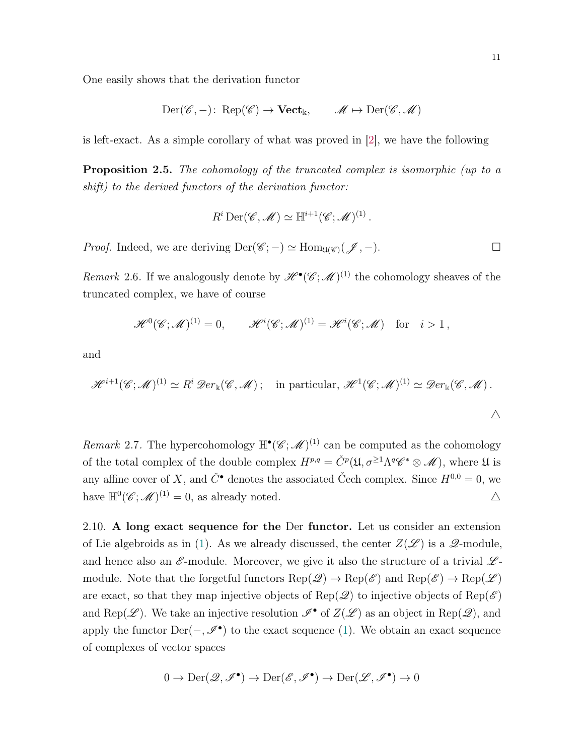One easily shows that the derivation functor

$$\mathrm{Der}(\mathscr{C},-)\colon \mathrm{Rep}(\mathscr{C}) \to \mathbf{Vect}_{\Bbbk}, \qquad \mathscr{M} \mapsto \mathrm{Der}(\mathscr{C},\mathscr{M})$$

is left-exact. As a simple corollary of what was proved in [2], we have the following

**Proposition 2.5.** *The cohomology of the truncated complex is isomorphic (up to a shift) to the derived functors of the derivation functor:*

$$R^i\,\mathrm{Der}(\mathscr{C},\mathscr{M}) \simeq \mathbb{H}^{i+1}(\mathscr{C};\mathscr{M})^{(1)}\,.$$

*Proof.* Indeed, we are deriving $\mathrm{Der}(\mathscr{C};-) \simeq \mathrm{Hom}_{\mathfrak{U}(\mathscr{C})}(\mathscr{J},-)$. □

*Remark* 2.6. If we analogously denote by $\mathscr{H}^\bullet(\mathscr{C};\mathscr{M})^{(1)}$ the cohomology sheaves of the truncated complex, we have of course

$$\mathscr{H}^0(\mathscr{C};\mathscr{M})^{(1)} = 0, \qquad \mathscr{H}^i(\mathscr{C};\mathscr{M})^{(1)} = \mathscr{H}^i(\mathscr{C};\mathscr{M}) \quad \text{for} \quad i>1\,,$$

and

$$\mathscr{H}^{i+1}(\mathscr{C};\mathscr{M})^{(1)} \simeq R^i\,\mathscr{D}er_{\Bbbk}(\mathscr{C},\mathscr{M})\,; \quad \text{in particular, } \mathscr{H}^1(\mathscr{C};\mathscr{M})^{(1)} \simeq \mathscr{D}er_{\Bbbk}(\mathscr{C},\mathscr{M})\,.$$

△

*Remark* 2.7. The hypercohomology $\mathbb{H}^\bullet(\mathscr{C};\mathscr{M})^{(1)}$ can be computed as the cohomology of the total complex of the double complex $H^{p,q} = \check{C}^p(\mathfrak{U},\sigma^{\geq 1}\Lambda^q\mathscr{C}^*\otimes\mathscr{M})$, where $\mathfrak{U}$ is any affine cover of $X$, and $\check{C}^\bullet$ denotes the associated Čech complex. Since $H^{0,0}=0$, we have $\mathbb{H}^0(\mathscr{C};\mathscr{M})^{(1)} = 0$, as already noted. △

2.10. **A long exact sequence for the** Der **functor.** Let us consider an extension of Lie algebroids as in (1). As we already discussed, the center $Z(\mathscr{L})$ is a $\mathscr{Q}$-module, and hence also an $\mathscr{E}$-module. Moreover, we give it also the structure of a trivial $\mathscr{L}$-module. Note that the forgetful functors $\mathrm{Rep}(\mathscr{Q}) \to \mathrm{Rep}(\mathscr{E})$ and $\mathrm{Rep}(\mathscr{E}) \to \mathrm{Rep}(\mathscr{L})$ are exact, so that they map injective objects of $\mathrm{Rep}(\mathscr{Q})$ to injective objects of $\mathrm{Rep}(\mathscr{E})$ and $\mathrm{Rep}(\mathscr{L})$. We take an injective resolution $\mathscr{I}^\bullet$ of $Z(\mathscr{L})$ as an object in $\mathrm{Rep}(\mathscr{Q})$, and apply the functor $\mathrm{Der}(-,\mathscr{I}^\bullet)$ to the exact sequence (1). We obtain an exact sequence of complexes of vector spaces

$$0 \to \mathrm{Der}(\mathscr{Q},\mathscr{I}^\bullet) \to \mathrm{Der}(\mathscr{E},\mathscr{I}^\bullet) \to \mathrm{Der}(\mathscr{L},\mathscr{I}^\bullet) \to 0$$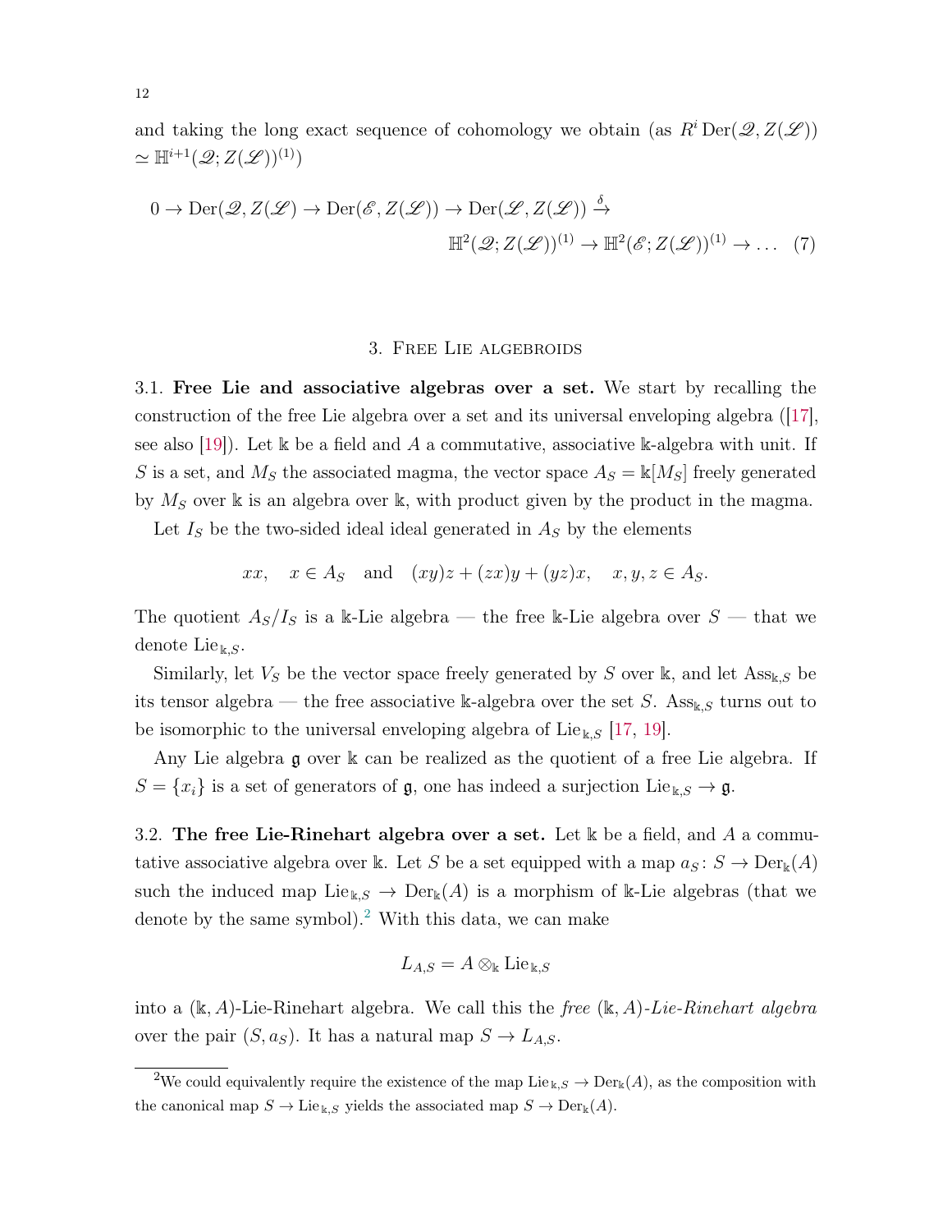and taking the long exact sequence of cohomology we obtain (as $R^i \operatorname{Der}(\mathscr{Q}, Z(\mathscr{L})) \simeq \mathbb{H}^{i+1}(\mathscr{Q}; Z(\mathscr{L}))^{(1)}$)

$$
\begin{aligned}
0 \to \operatorname{Der}(\mathscr{Q}, Z(\mathscr{L}) \to \operatorname{Der}(\mathscr{E}, Z(\mathscr{L})) \to \operatorname{Der}(\mathscr{L}, Z(\mathscr{L})) \xrightarrow{\delta} \\
\mathbb{H}^2(\mathscr{Q}; Z(\mathscr{L}))^{(1)} \to \mathbb{H}^2(\mathscr{E}; Z(\mathscr{L}))^{(1)} \to \dots \quad (7)
\end{aligned}
$$

## 3. Free Lie algebroids

3.1. **Free Lie and associative algebras over a set.** We start by recalling the construction of the free Lie algebra over a set and its universal enveloping algebra ([17], see also [19]). Let $\Bbbk$ be a field and $A$ a commutative, associative $\Bbbk$-algebra with unit. If $S$ is a set, and $M_S$ the associated magma, the vector space $A_S = \Bbbk[M_S]$ freely generated by $M_S$ over $\Bbbk$ is an algebra over $\Bbbk$, with product given by the product in the magma.

Let $I_S$ be the two-sided ideal ideal generated in $A_S$ by the elements

$$
xx, \quad x \in A_S \quad \text{and} \quad (xy)z + (zx)y + (yz)x, \quad x, y, z \in A_S.
$$

The quotient $A_S/I_S$ is a $\Bbbk$-Lie algebra — the free $\Bbbk$-Lie algebra over $S$ — that we denote $\operatorname{Lie}_{\Bbbk,S}$.

Similarly, let $V_S$ be the vector space freely generated by $S$ over $\Bbbk$, and let $\operatorname{Ass}_{\Bbbk,S}$ be its tensor algebra — the free associative $\Bbbk$-algebra over the set $S$. $\operatorname{Ass}_{\Bbbk,S}$ turns out to be isomorphic to the universal enveloping algebra of $\operatorname{Lie}_{\Bbbk,S}$ [17, 19].

Any Lie algebra $\mathfrak{g}$ over $\Bbbk$ can be realized as the quotient of a free Lie algebra. If $S = \{x_i\}$ is a set of generators of $\mathfrak{g}$, one has indeed a surjection $\operatorname{Lie}_{\Bbbk,S} \to \mathfrak{g}$.

3.2. **The free Lie-Rinehart algebra over a set.** Let $\Bbbk$ be a field, and $A$ a commutative associative algebra over $\Bbbk$. Let $S$ be a set equipped with a map $a_S \colon S \to \operatorname{Der}_{\Bbbk}(A)$ such the induced map $\operatorname{Lie}_{\Bbbk,S} \to \operatorname{Der}_{\Bbbk}(A)$ is a morphism of $\Bbbk$-Lie algebras (that we denote by the same symbol).[2] With this data, we can make

$$
L_{A,S} = A \otimes_{\Bbbk} \operatorname{Lie}_{\Bbbk,S}
$$

into a $(\Bbbk, A)$-Lie-Rinehart algebra. We call this the *free* $(\Bbbk, A)$*-Lie-Rinehart algebra* over the pair $(S, a_S)$. It has a natural map $S \to L_{A,S}$.

[2]We could equivalently require the existence of the map $\operatorname{Lie}_{\Bbbk,S} \to \operatorname{Der}_{\Bbbk}(A)$, as the composition with the canonical map $S \to \operatorname{Lie}_{\Bbbk,S}$ yields the associated map $S \to \operatorname{Der}_{\Bbbk}(A)$.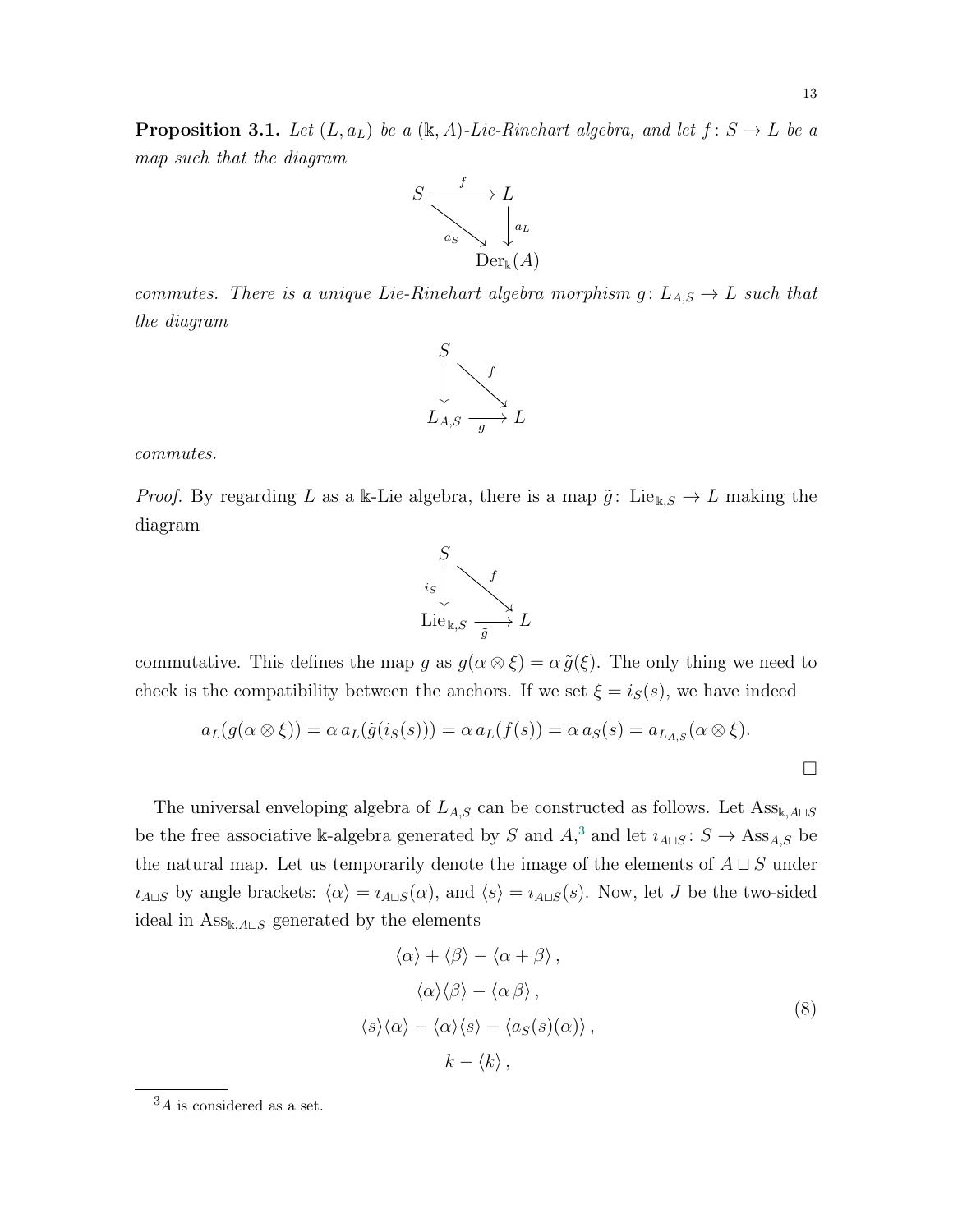**Proposition 3.1.** *Let $(L, a_L)$ be a $(\Bbbk, A)$-Lie-Rinehart algebra, and let $f\colon S \to L$ be a map such that the diagram*

$$\begin{array}{ccc} S & \xrightarrow{f} & L \\ & \searrow^{a_S} & \downarrow{a_L} \\ & & \operatorname{Der}_{\Bbbk}(A) \end{array}$$

*commutes. There is a unique Lie-Rinehart algebra morphism $g\colon L_{A,S} \to L$ such that the diagram*

$$\begin{array}{ccc} S & & \\ \downarrow & \searrow^{f} & \\ L_{A,S} & \xrightarrow[g]{} & L \end{array}$$

*commutes.*

*Proof.* By regarding $L$ as a $\Bbbk$-Lie algebra, there is a map $\tilde{g}\colon \operatorname{Lie}_{\Bbbk,S} \to L$ making the diagram

$$\begin{array}{ccc} S & & \\ {\scriptstyle i_S}\downarrow & \searrow^{f} & \\ \operatorname{Lie}_{\Bbbk,S} & \xrightarrow[\tilde{g}]{} & L \end{array}$$

commutative. This defines the map $g$ as $g(\alpha \otimes \xi) = \alpha\, \tilde{g}(\xi)$. The only thing we need to check is the compatibility between the anchors. If we set $\xi = i_S(s)$, we have indeed

$$a_L(g(\alpha \otimes \xi)) = \alpha\, a_L(\tilde{g}(i_S(s))) = \alpha\, a_L(f(s)) = \alpha\, a_S(s) = a_{L_{A,S}}(\alpha \otimes \xi).$$

$\square$

The universal enveloping algebra of $L_{A,S}$ can be constructed as follows. Let $\operatorname{Ass}_{\Bbbk, A\sqcup S}$ be the free associative $\Bbbk$-algebra generated by $S$ and $A$,[3] and let $\imath_{A\sqcup S}\colon S \to \operatorname{Ass}_{A,S}$ be the natural map. Let us temporarily denote the image of the elements of $A \sqcup S$ under $\imath_{A\sqcup S}$ by angle brackets: $\langle \alpha \rangle = \imath_{A\sqcup S}(\alpha)$, and $\langle s \rangle = \imath_{A\sqcup S}(s)$. Now, let $J$ be the two-sided ideal in $\operatorname{Ass}_{\Bbbk, A\sqcup S}$ generated by the elements

$$\begin{gathered} \langle \alpha \rangle + \langle \beta \rangle - \langle \alpha + \beta \rangle\,, \\ \langle \alpha \rangle \langle \beta \rangle - \langle \alpha\, \beta \rangle\,, \\ \langle s \rangle \langle \alpha \rangle - \langle \alpha \rangle \langle s \rangle - \langle a_S(s)(\alpha) \rangle\,, \\ k - \langle k \rangle\,, \end{gathered} \tag{8}$$

[3] $A$ is considered as a set.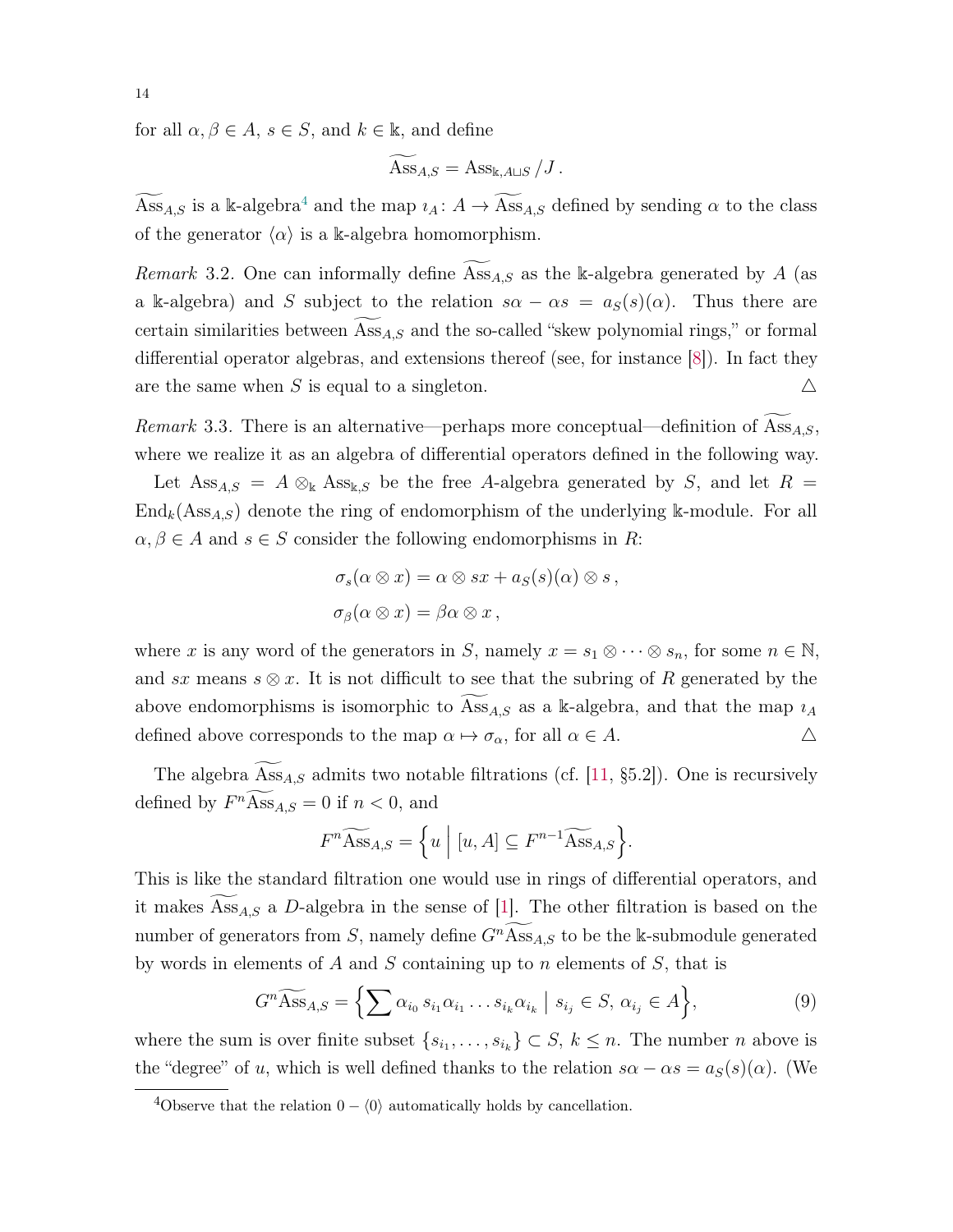for all $\alpha, \beta \in A$, $s \in S$, and $k \in \Bbbk$, and define

$$\widetilde{\mathrm{Ass}}_{A,S} = \mathrm{Ass}_{\Bbbk, A \sqcup S} / J \,.$$

$\widetilde{\mathrm{Ass}}_{A,S}$ is a $\Bbbk$-algebra[4] and the map $\imath_A \colon A \to \widetilde{\mathrm{Ass}}_{A,S}$ defined by sending $\alpha$ to the class of the generator $\langle \alpha \rangle$ is a $\Bbbk$-algebra homomorphism.

*Remark* 3.2. One can informally define $\widetilde{\mathrm{Ass}}_{A,S}$ as the $\Bbbk$-algebra generated by $A$ (as a $\Bbbk$-algebra) and $S$ subject to the relation $s\alpha - \alpha s = a_S(s)(\alpha)$. Thus there are certain similarities between $\widetilde{\mathrm{Ass}}_{A,S}$ and the so-called "skew polynomial rings," or formal differential operator algebras, and extensions thereof (see, for instance [8]). In fact they are the same when $S$ is equal to a singleton. △

*Remark* 3.3. There is an alternative—perhaps more conceptual—definition of $\widetilde{\mathrm{Ass}}_{A,S}$, where we realize it as an algebra of differential operators defined in the following way.

Let $\mathrm{Ass}_{A,S} = A \otimes_{\Bbbk} \mathrm{Ass}_{\Bbbk,S}$ be the free $A$-algebra generated by $S$, and let $R = \mathrm{End}_k(\mathrm{Ass}_{A,S})$ denote the ring of endomorphism of the underlying $\Bbbk$-module. For all $\alpha, \beta \in A$ and $s \in S$ consider the following endomorphisms in $R$:

$$\begin{aligned}
&\sigma_s(\alpha \otimes x) = \alpha \otimes sx + a_S(s)(\alpha) \otimes s \,, \\
&\sigma_\beta(\alpha \otimes x) = \beta\alpha \otimes x \,,
\end{aligned}$$

where $x$ is any word of the generators in $S$, namely $x = s_1 \otimes \cdots \otimes s_n$, for some $n \in \mathbb{N}$, and $sx$ means $s \otimes x$. It is not difficult to see that the subring of $R$ generated by the above endomorphisms is isomorphic to $\widetilde{\mathrm{Ass}}_{A,S}$ as a $\Bbbk$-algebra, and that the map $\imath_A$ defined above corresponds to the map $\alpha \mapsto \sigma_\alpha$, for all $\alpha \in A$. △

The algebra $\widetilde{\mathrm{Ass}}_{A,S}$ admits two notable filtrations (cf. [11, §5.2]). One is recursively defined by $F^n\widetilde{\mathrm{Ass}}_{A,S} = 0$ if $n < 0$, and

$$F^n\widetilde{\mathrm{Ass}}_{A,S} = \Big\{ u \;\Big|\; [u, A] \subseteq F^{n-1}\widetilde{\mathrm{Ass}}_{A,S} \Big\}.$$

This is like the standard filtration one would use in rings of differential operators, and it makes $\widetilde{\mathrm{Ass}}_{A,S}$ a $D$-algebra in the sense of [1]. The other filtration is based on the number of generators from $S$, namely define $G^n\widetilde{\mathrm{Ass}}_{A,S}$ to be the $\Bbbk$-submodule generated by words in elements of $A$ and $S$ containing up to $n$ elements of $S$, that is

$$G^n\widetilde{\mathrm{Ass}}_{A,S} = \Big\{ \sum \alpha_{i_0}\, s_{i_1}\alpha_{i_1} \dots s_{i_k}\alpha_{i_k} \;\Big|\; s_{i_j} \in S,\, \alpha_{i_j} \in A \Big\}, \tag{9}$$

where the sum is over finite subset $\{s_{i_1}, \dots, s_{i_k}\} \subset S$, $k \le n$. The number $n$ above is the "degree" of $u$, which is well defined thanks to the relation $s\alpha - \alpha s = a_S(s)(\alpha)$. (We

[4] Observe that the relation $0 - \langle 0 \rangle$ automatically holds by cancellation.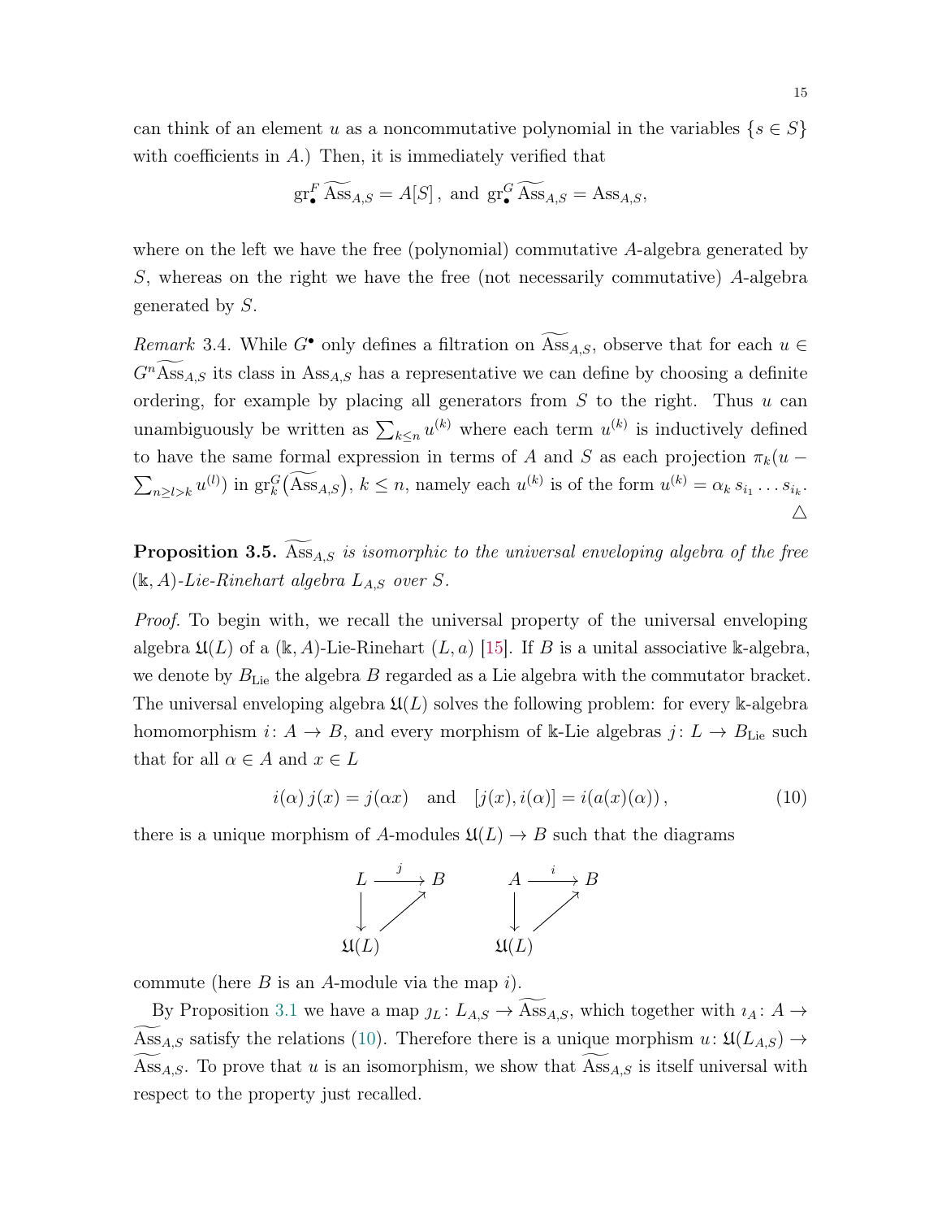can think of an element $u$ as a noncommutative polynomial in the variables $\{s \in S\}$ with coefficients in $A$.) Then, it is immediately verified that

$$\mathrm{gr}^F_\bullet \widetilde{\mathrm{Ass}}_{A,S} = A[S]\,,\ \text{and}\ \mathrm{gr}^G_\bullet \widetilde{\mathrm{Ass}}_{A,S} = \mathrm{Ass}_{A,S},$$

where on the left we have the free (polynomial) commutative $A$-algebra generated by $S$, whereas on the right we have the free (not necessarily commutative) $A$-algebra generated by $S$.

*Remark* 3.4. While $G^\bullet$ only defines a filtration on $\widetilde{\mathrm{Ass}}_{A,S}$, observe that for each $u \in G^n\widetilde{\mathrm{Ass}}_{A,S}$ its class in $\mathrm{Ass}_{A,S}$ has a representative we can define by choosing a definite ordering, for example by placing all generators from $S$ to the right. Thus $u$ can unambiguously be written as $\sum_{k\leq n} u^{(k)}$ where each term $u^{(k)}$ is inductively defined to have the same formal expression in terms of $A$ and $S$ as each projection $\pi_k(u - \sum_{n\geq l>k} u^{(l)})$ in $\mathrm{gr}^G_k(\widetilde{\mathrm{Ass}}_{A,S})$, $k \leq n$, namely each $u^{(k)}$ is of the form $u^{(k)} = \alpha_k\, s_{i_1} \dots s_{i_k}$. △

**Proposition 3.5.** *$\widetilde{\mathrm{Ass}}_{A,S}$ is isomorphic to the universal enveloping algebra of the free $(\Bbbk, A)$-Lie-Rinehart algebra $L_{A,S}$ over $S$.*

*Proof.* To begin with, we recall the universal property of the universal enveloping algebra $\mathfrak{U}(L)$ of a $(\Bbbk, A)$-Lie-Rinehart $(L, a)$ [15]. If $B$ is a unital associative $\Bbbk$-algebra, we denote by $B_{\mathrm{Lie}}$ the algebra $B$ regarded as a Lie algebra with the commutator bracket. The universal enveloping algebra $\mathfrak{U}(L)$ solves the following problem: for every $\Bbbk$-algebra homomorphism $i\colon A \to B$, and every morphism of $\Bbbk$-Lie algebras $j\colon L \to B_{\mathrm{Lie}}$ such that for all $\alpha \in A$ and $x \in L$

$$i(\alpha)\, j(x) = j(\alpha x) \quad \text{and} \quad [j(x), i(\alpha)] = i(a(x)(\alpha))\,, \tag{10}$$

there is a unique morphism of $A$-modules $\mathfrak{U}(L) \to B$ such that the diagrams

$$\begin{array}{ccc} L & \xrightarrow{j} & B \\ \downarrow & \nearrow & \\ \mathfrak{U}(L) & & \end{array} \qquad \begin{array}{ccc} A & \xrightarrow{i} & B \\ \downarrow & \nearrow & \\ \mathfrak{U}(L) & & \end{array}$$

commute (here $B$ is an $A$-module via the map $i$).

By Proposition 3.1 we have a map $\jmath_L\colon L_{A,S} \to \widetilde{\mathrm{Ass}}_{A,S}$, which together with $\imath_A\colon A \to \widetilde{\mathrm{Ass}}_{A,S}$ satisfy the relations (10). Therefore there is a unique morphism $u\colon \mathfrak{U}(L_{A,S}) \to \widetilde{\mathrm{Ass}}_{A,S}$. To prove that $u$ is an isomorphism, we show that $\widetilde{\mathrm{Ass}}_{A,S}$ is itself universal with respect to the property just recalled.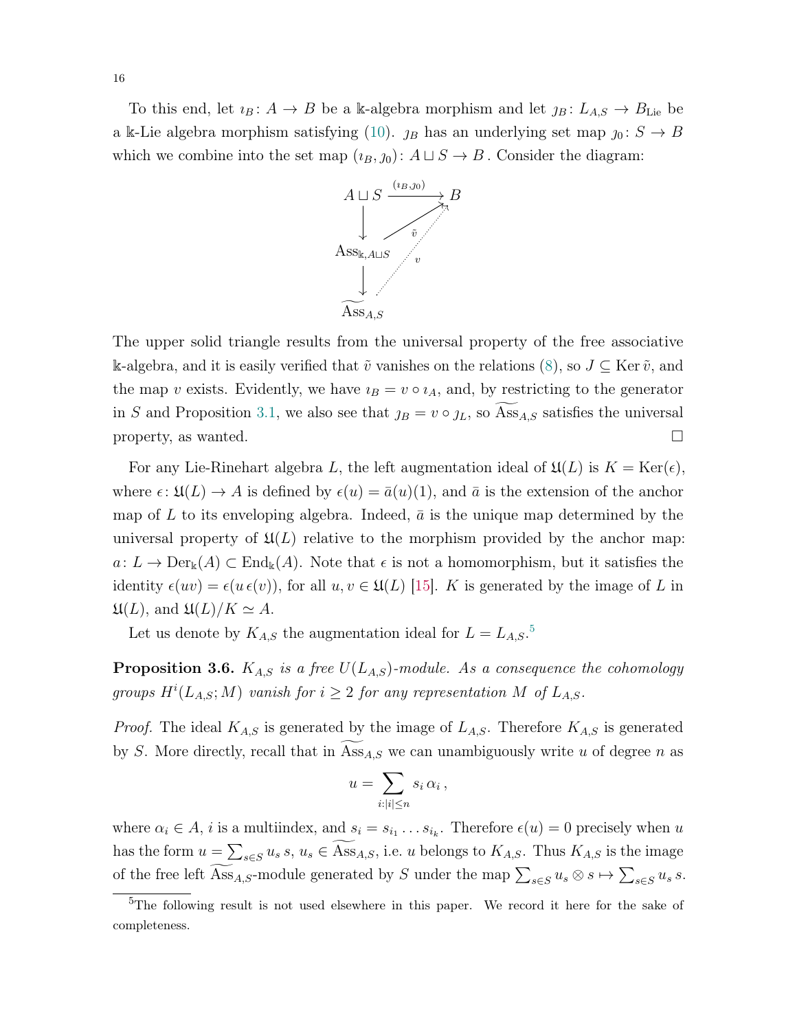To this end, let $\imath_B\colon A \to B$ be a $\Bbbk$-algebra morphism and let $\jmath_B\colon L_{A,S} \to B_{\mathrm{Lie}}$ be a $\Bbbk$-Lie algebra morphism satisfying (10). $\jmath_B$ has an underlying set map $\jmath_0\colon S \to B$ which we combine into the set map $(\imath_B, \jmath_0)\colon A \sqcup S \to B$. Consider the diagram:

$$
\begin{array}{ccc}
A \sqcup S & \xrightarrow{(\imath_B,\jmath_0)} & B \\
\downarrow & \nearrow_{\tilde{v}} & \\
\mathrm{Ass}_{\Bbbk, A\sqcup S} & & \\
\downarrow & \quad \nearrow_{v} \text{(dotted)} & \\
\widetilde{\mathrm{Ass}}_{A,S} & &
\end{array}
$$

The upper solid triangle results from the universal property of the free associative $\Bbbk$-algebra, and it is easily verified that $\tilde{v}$ vanishes on the relations (8), so $J \subseteq \operatorname{Ker} \tilde{v}$, and the map $v$ exists. Evidently, we have $\imath_B = v \circ \imath_A$, and, by restricting to the generator in $S$ and Proposition 3.1, we also see that $\jmath_B = v \circ \jmath_L$, so $\widetilde{\mathrm{Ass}}_{A,S}$ satisfies the universal property, as wanted. □

For any Lie-Rinehart algebra $L$, the left augmentation ideal of $\mathfrak{U}(L)$ is $K = \operatorname{Ker}(\epsilon)$, where $\epsilon\colon \mathfrak{U}(L) \to A$ is defined by $\epsilon(u) = \bar{a}(u)(1)$, and $\bar{a}$ is the extension of the anchor map of $L$ to its enveloping algebra. Indeed, $\bar{a}$ is the unique map determined by the universal property of $\mathfrak{U}(L)$ relative to the morphism provided by the anchor map: $a\colon L \to \operatorname{Der}_{\Bbbk}(A) \subset \operatorname{End}_{\Bbbk}(A)$. Note that $\epsilon$ is not a homomorphism, but it satisfies the identity $\epsilon(uv) = \epsilon(u\,\epsilon(v))$, for all $u, v \in \mathfrak{U}(L)$ [15]. $K$ is generated by the image of $L$ in $\mathfrak{U}(L)$, and $\mathfrak{U}(L)/K \simeq A$.

Let us denote by $K_{A,S}$ the augmentation ideal for $L = L_{A,S}$.[5]

**Proposition 3.6.** *$K_{A,S}$ is a free $U(L_{A,S})$-module. As a consequence the cohomology groups $H^i(L_{A,S}; M)$ vanish for $i \geq 2$ for any representation $M$ of $L_{A,S}$.*

*Proof.* The ideal $K_{A,S}$ is generated by the image of $L_{A,S}$. Therefore $K_{A,S}$ is generated by $S$. More directly, recall that in $\widetilde{\mathrm{Ass}}_{A,S}$ we can unambiguously write $u$ of degree $n$ as

$$u = \sum_{i : |i| \leq n} s_i\, \alpha_i\,,$$

where $\alpha_i \in A$, $i$ is a multiindex, and $s_i = s_{i_1} \ldots s_{i_k}$. Therefore $\epsilon(u) = 0$ precisely when $u$ has the form $u = \sum_{s\in S} u_s\, s$, $u_s \in \widetilde{\mathrm{Ass}}_{A,S}$, i.e. $u$ belongs to $K_{A,S}$. Thus $K_{A,S}$ is the image of the free left $\widetilde{\mathrm{Ass}}_{A,S}$-module generated by $S$ under the map $\sum_{s\in S} u_s \otimes s \mapsto \sum_{s\in S} u_s\, s$.

[5] The following result is not used elsewhere in this paper. We record it here for the sake of completeness.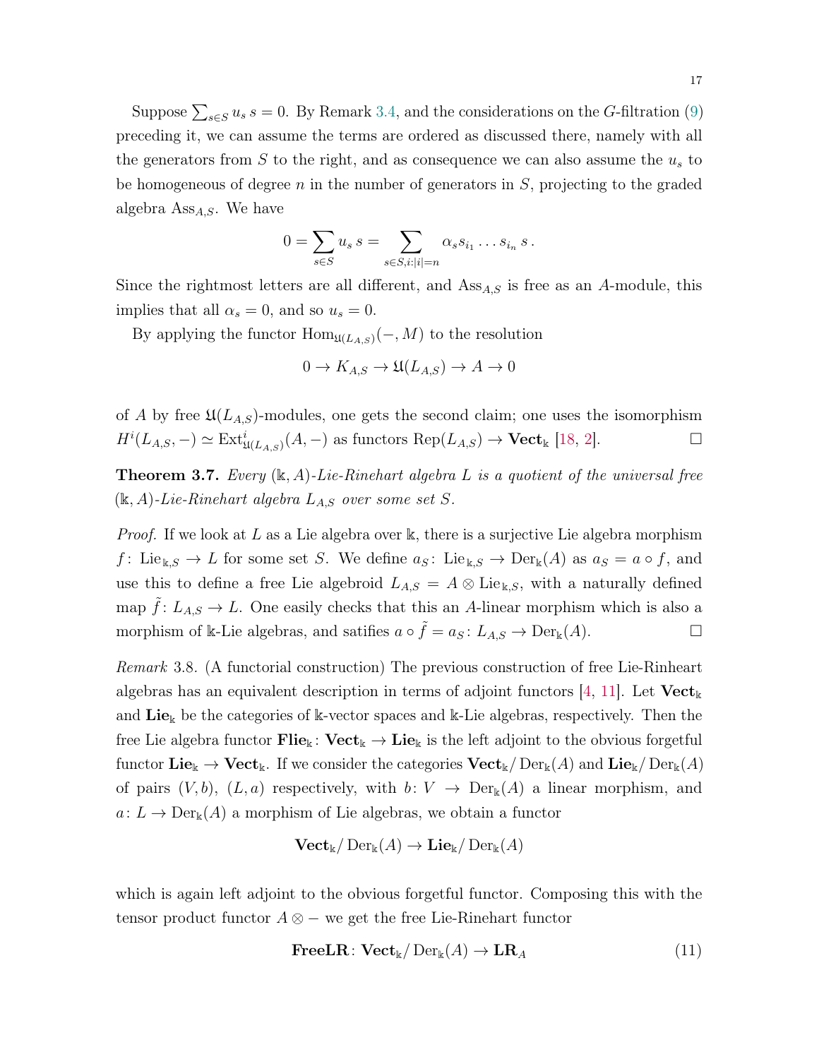Suppose $\sum_{s\in S} u_s\, s = 0$. By Remark 3.4, and the considerations on the $G$-filtration (9) preceding it, we can assume the terms are ordered as discussed there, namely with all the generators from $S$ to the right, and as consequence we can also assume the $u_s$ to be homogeneous of degree $n$ in the number of generators in $S$, projecting to the graded algebra $\mathrm{Ass}_{A,S}$. We have

$$0 = \sum_{s\in S} u_s\, s = \sum_{s\in S, i : |i|=n} \alpha_s s_{i_1} \dots s_{i_n}\, s\,.$$

Since the rightmost letters are all different, and $\mathrm{Ass}_{A,S}$ is free as an $A$-module, this implies that all $\alpha_s = 0$, and so $u_s = 0$.

By applying the functor $\mathrm{Hom}_{\mathfrak{U}(L_{A,S})}(-, M)$ to the resolution

$$0 \to K_{A,S} \to \mathfrak{U}(L_{A,S}) \to A \to 0$$

of $A$ by free $\mathfrak{U}(L_{A,S})$-modules, one gets the second claim; one uses the isomorphism $H^i(L_{A,S}, -) \simeq \mathrm{Ext}^i_{\mathfrak{U}(L_{A,S})}(A, -)$ as functors $\mathrm{Rep}(L_{A,S}) \to \mathbf{Vect}_{\Bbbk}$ [18, 2]. □

**Theorem 3.7.** *Every $(\Bbbk, A)$-Lie-Rinehart algebra $L$ is a quotient of the universal free $(\Bbbk, A)$-Lie-Rinehart algebra $L_{A,S}$ over some set $S$.*

*Proof.* If we look at $L$ as a Lie algebra over $\Bbbk$, there is a surjective Lie algebra morphism $f\colon \mathrm{Lie}_{\Bbbk,S} \to L$ for some set $S$. We define $a_S\colon \mathrm{Lie}_{\Bbbk,S} \to \mathrm{Der}_{\Bbbk}(A)$ as $a_S = a \circ f$, and use this to define a free Lie algebroid $L_{A,S} = A \otimes \mathrm{Lie}_{\Bbbk,S}$, with a naturally defined map $\tilde{f}\colon L_{A,S} \to L$. One easily checks that this an $A$-linear morphism which is also a morphism of $\Bbbk$-Lie algebras, and satifies $a \circ \tilde{f} = a_S\colon L_{A,S} \to \mathrm{Der}_{\Bbbk}(A)$. □

*Remark* 3.8. (A functorial construction) The previous construction of free Lie-Rinheart algebras has an equivalent description in terms of adjoint functors [4, 11]. Let $\mathbf{Vect}_{\Bbbk}$ and $\mathbf{Lie}_{\Bbbk}$ be the categories of $\Bbbk$-vector spaces and $\Bbbk$-Lie algebras, respectively. Then the free Lie algebra functor $\mathbf{Flie}_{\Bbbk}\colon \mathbf{Vect}_{\Bbbk} \to \mathbf{Lie}_{\Bbbk}$ is the left adjoint to the obvious forgetful functor $\mathbf{Lie}_{\Bbbk} \to \mathbf{Vect}_{\Bbbk}$. If we consider the categories $\mathbf{Vect}_{\Bbbk}/\mathrm{Der}_{\Bbbk}(A)$ and $\mathbf{Lie}_{\Bbbk}/\mathrm{Der}_{\Bbbk}(A)$ of pairs $(V, b)$, $(L, a)$ respectively, with $b\colon V \to \mathrm{Der}_{\Bbbk}(A)$ a linear morphism, and $a\colon L \to \mathrm{Der}_{\Bbbk}(A)$ a morphism of Lie algebras, we obtain a functor

$$\mathbf{Vect}_{\Bbbk}/\mathrm{Der}_{\Bbbk}(A) \to \mathbf{Lie}_{\Bbbk}/\mathrm{Der}_{\Bbbk}(A)$$

which is again left adjoint to the obvious forgetful functor. Composing this with the tensor product functor $A \otimes -$ we get the free Lie-Rinehart functor

$$\mathbf{FreeLR}\colon \mathbf{Vect}_{\Bbbk}/\mathrm{Der}_{\Bbbk}(A) \to \mathbf{LR}_A \tag{11}$$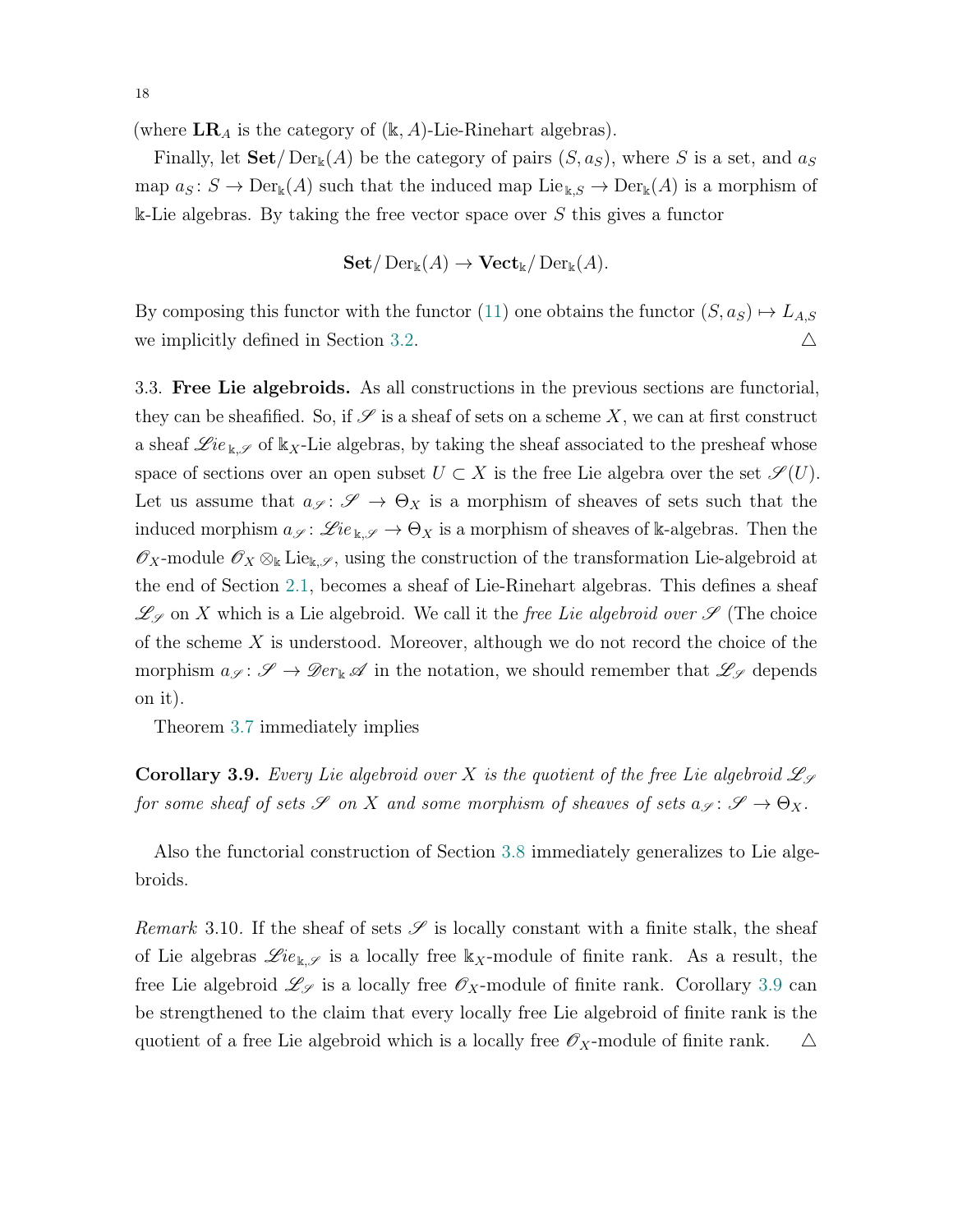(where $\mathbf{LR}_A$ is the category of $(\Bbbk, A)$-Lie-Rinehart algebras).

Finally, let $\mathbf{Set}/\operatorname{Der}_\Bbbk(A)$ be the category of pairs $(S, a_S)$, where $S$ is a set, and $a_S$ map $a_S\colon S \to \operatorname{Der}_\Bbbk(A)$ such that the induced map $\operatorname{Lie}_{\Bbbk,S} \to \operatorname{Der}_\Bbbk(A)$ is a morphism of $\Bbbk$-Lie algebras. By taking the free vector space over $S$ this gives a functor

$$\mathbf{Set}/\operatorname{Der}_\Bbbk(A) \to \mathbf{Vect}_\Bbbk/\operatorname{Der}_\Bbbk(A).$$

By composing this functor with the functor (11) one obtains the functor $(S, a_S) \mapsto L_{A,S}$ we implicitly defined in Section 3.2. △

3.3. **Free Lie algebroids.** As all constructions in the previous sections are functorial, they can be sheafified. So, if $\mathscr{S}$ is a sheaf of sets on a scheme $X$, we can at first construct a sheaf $\mathscr{L}ie_{\Bbbk,\mathscr{S}}$ of $\Bbbk_X$-Lie algebras, by taking the sheaf associated to the presheaf whose space of sections over an open subset $U \subset X$ is the free Lie algebra over the set $\mathscr{S}(U)$. Let us assume that $a_\mathscr{S}\colon \mathscr{S} \to \Theta_X$ is a morphism of sheaves of sets such that the induced morphism $a_\mathscr{S}\colon \mathscr{L}ie_{\Bbbk,\mathscr{S}} \to \Theta_X$ is a morphism of sheaves of $\Bbbk$-algebras. Then the $\mathscr{O}_X$-module $\mathscr{O}_X \otimes_\Bbbk \operatorname{Lie}_{\Bbbk,\mathscr{S}}$, using the construction of the transformation Lie-algebroid at the end of Section 2.1, becomes a sheaf of Lie-Rinehart algebras. This defines a sheaf $\mathscr{L}_\mathscr{S}$ on $X$ which is a Lie algebroid. We call it the *free Lie algebroid over* $\mathscr{S}$ (The choice of the scheme $X$ is understood. Moreover, although we do not record the choice of the morphism $a_\mathscr{S}\colon \mathscr{S} \to \mathscr{D}er_\Bbbk \mathscr{A}$ in the notation, we should remember that $\mathscr{L}_\mathscr{S}$ depends on it).

Theorem 3.7 immediately implies

**Corollary 3.9.** *Every Lie algebroid over $X$ is the quotient of the free Lie algebroid $\mathscr{L}_\mathscr{S}$ for some sheaf of sets $\mathscr{S}$ on $X$ and some morphism of sheaves of sets $a_\mathscr{S}\colon \mathscr{S} \to \Theta_X$.*

Also the functorial construction of Section 3.8 immediately generalizes to Lie algebroids.

*Remark* 3.10. If the sheaf of sets $\mathscr{S}$ is locally constant with a finite stalk, the sheaf of Lie algebras $\mathscr{L}ie_{\Bbbk,\mathscr{S}}$ is a locally free $\Bbbk_X$-module of finite rank. As a result, the free Lie algebroid $\mathscr{L}_\mathscr{S}$ is a locally free $\mathscr{O}_X$-module of finite rank. Corollary 3.9 can be strengthened to the claim that every locally free Lie algebroid of finite rank is the quotient of a free Lie algebroid which is a locally free $\mathscr{O}_X$-module of finite rank. △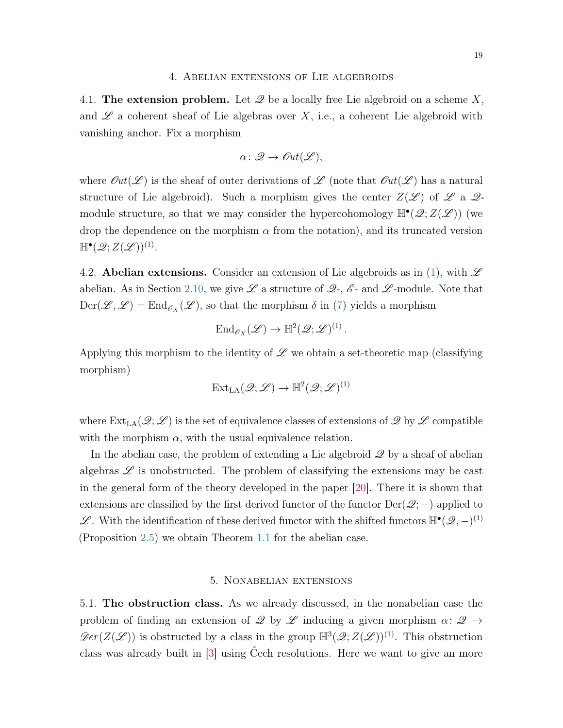## 4. Abelian extensions of Lie algebroids

4.1. **The extension problem.** Let $\mathscr{Q}$ be a locally free Lie algebroid on a scheme $X$, and $\mathscr{L}$ a coherent sheaf of Lie algebras over $X$, i.e., a coherent Lie algebroid with vanishing anchor. Fix a morphism

$$\alpha \colon \mathscr{Q} \to \mathscr{O}ut(\mathscr{L}),$$

where $\mathscr{O}ut(\mathscr{L})$ is the sheaf of outer derivations of $\mathscr{L}$ (note that $\mathscr{O}ut(\mathscr{L})$ has a natural structure of Lie algebroid). Such a morphism gives the center $Z(\mathscr{L})$ of $\mathscr{L}$ a $\mathscr{Q}$-module structure, so that we may consider the hypercohomology $\mathbb{H}^\bullet(\mathscr{Q}; Z(\mathscr{L}))$ (we drop the dependence on the morphism $\alpha$ from the notation), and its truncated version $\mathbb{H}^\bullet(\mathscr{Q}; Z(\mathscr{L}))^{(1)}$.

4.2. **Abelian extensions.** Consider an extension of Lie algebroids as in (1), with $\mathscr{L}$ abelian. As in Section 2.10, we give $\mathscr{L}$ a structure of $\mathscr{Q}$-, $\mathscr{E}$- and $\mathscr{L}$-module. Note that $\operatorname{Der}(\mathscr{L}, \mathscr{L}) = \operatorname{End}_{\mathscr{O}_X}(\mathscr{L})$, so that the morphism $\delta$ in (7) yields a morphism

$$\operatorname{End}_{\mathscr{O}_X}(\mathscr{L}) \to \mathbb{H}^2(\mathscr{Q}; \mathscr{L})^{(1)}\,.$$

Applying this morphism to the identity of $\mathscr{L}$ we obtain a set-theoretic map (classifying morphism)

$$\operatorname{Ext}_{\mathrm{LA}}(\mathscr{Q}; \mathscr{L}) \to \mathbb{H}^2(\mathscr{Q}; \mathscr{L})^{(1)}$$

where $\operatorname{Ext}_{\mathrm{LA}}(\mathscr{Q}; \mathscr{L})$ is the set of equivalence classes of extensions of $\mathscr{Q}$ by $\mathscr{L}$ compatible with the morphism $\alpha$, with the usual equivalence relation.

In the abelian case, the problem of extending a Lie algebroid $\mathscr{Q}$ by a sheaf of abelian algebras $\mathscr{L}$ is unobstructed. The problem of classifying the extensions may be cast in the general form of the theory developed in the paper [20]. There it is shown that extensions are classified by the first derived functor of the functor $\operatorname{Der}(\mathscr{Q}; -)$ applied to $\mathscr{L}$. With the identification of these derived functor with the shifted functors $\mathbb{H}^\bullet(\mathscr{Q}, -)^{(1)}$ (Proposition 2.5) we obtain Theorem 1.1 for the abelian case.

## 5. Nonabelian extensions

5.1. **The obstruction class.** As we already discussed, in the nonabelian case the problem of finding an extension of $\mathscr{Q}$ by $\mathscr{L}$ inducing a given morphism $\alpha \colon \mathscr{Q} \to \mathscr{D}er(Z(\mathscr{L}))$ is obstructed by a class in the group $\mathbb{H}^3(\mathscr{Q}; Z(\mathscr{L}))^{(1)}$. This obstruction class was already built in [3] using Čech resolutions. Here we want to give an more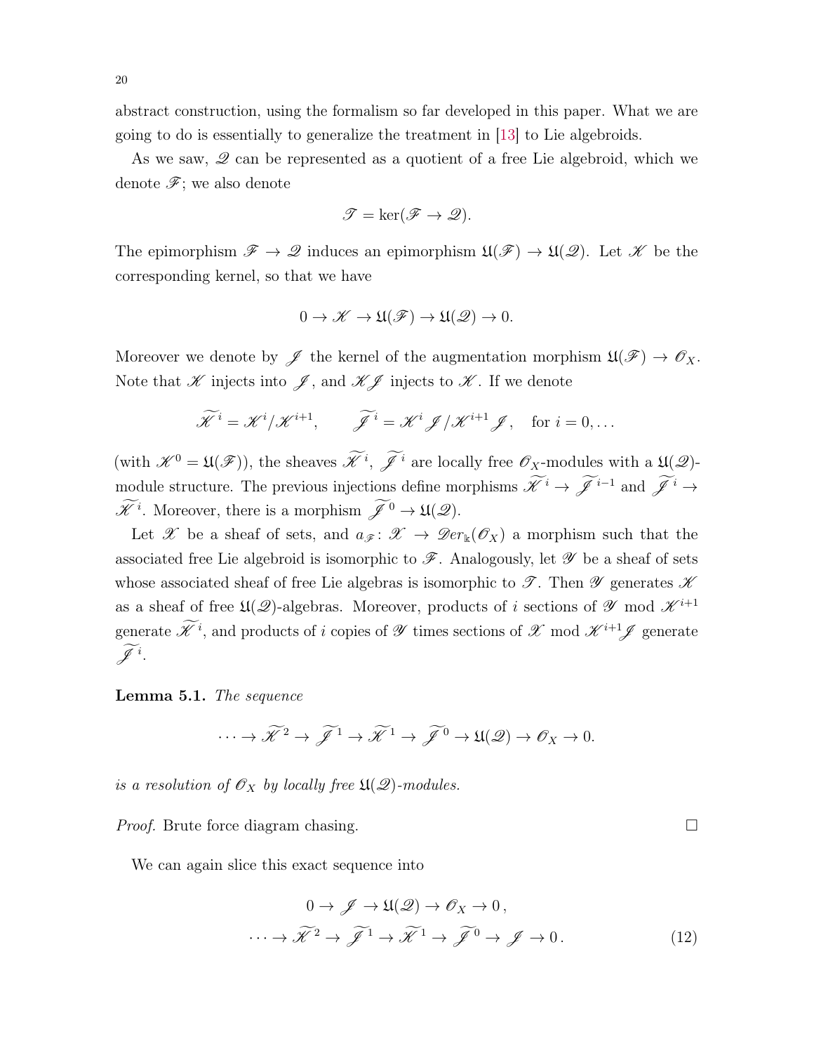abstract construction, using the formalism so far developed in this paper. What we are going to do is essentially to generalize the treatment in [13] to Lie algebroids.

As we saw, $\mathscr{Q}$ can be represented as a quotient of a free Lie algebroid, which we denote $\mathscr{F}$; we also denote

$$\mathscr{T} = \ker(\mathscr{F} \to \mathscr{Q}).$$

The epimorphism $\mathscr{F} \to \mathscr{Q}$ induces an epimorphism $\mathfrak{U}(\mathscr{F}) \to \mathfrak{U}(\mathscr{Q})$. Let $\mathscr{K}$ be the corresponding kernel, so that we have

$$0 \to \mathscr{K} \to \mathfrak{U}(\mathscr{F}) \to \mathfrak{U}(\mathscr{Q}) \to 0.$$

Moreover we denote by $\mathscr{J}$ the kernel of the augmentation morphism $\mathfrak{U}(\mathscr{F}) \to \mathscr{O}_X$. Note that $\mathscr{K}$ injects into $\mathscr{J}$, and $\mathscr{K}\mathscr{J}$ injects to $\mathscr{K}$. If we denote

$$\widetilde{\mathscr{K}}^{\,i} = \mathscr{K}^i/\mathscr{K}^{i+1}, \qquad \widetilde{\mathscr{J}}^{\,i} = \mathscr{K}^i\mathscr{J}/\mathscr{K}^{i+1}\mathscr{J}, \quad \text{for } i = 0, \dots$$

(with $\mathscr{K}^0 = \mathfrak{U}(\mathscr{F})$), the sheaves $\widetilde{\mathscr{K}}^{\,i}$, $\widetilde{\mathscr{J}}^{\,i}$ are locally free $\mathscr{O}_X$-modules with a $\mathfrak{U}(\mathscr{Q})$-module structure. The previous injections define morphisms $\widetilde{\mathscr{K}}^{\,i} \to \widetilde{\mathscr{J}}^{\,i-1}$ and $\widetilde{\mathscr{J}}^{\,i} \to \widetilde{\mathscr{K}}^{\,i}$. Moreover, there is a morphism $\widetilde{\mathscr{J}}^{\,0} \to \mathfrak{U}(\mathscr{Q})$.

Let $\mathscr{X}$ be a sheaf of sets, and $a_{\mathscr{F}} \colon \mathscr{X} \to \mathscr{D}er_{\Bbbk}(\mathscr{O}_X)$ a morphism such that the associated free Lie algebroid is isomorphic to $\mathscr{F}$. Analogously, let $\mathscr{Y}$ be a sheaf of sets whose associated sheaf of free Lie algebras is isomorphic to $\mathscr{T}$. Then $\mathscr{Y}$ generates $\mathscr{K}$ as a sheaf of free $\mathfrak{U}(\mathscr{Q})$-algebras. Moreover, products of $i$ sections of $\mathscr{Y}$ mod $\mathscr{K}^{i+1}$ generate $\widetilde{\mathscr{K}}^{\,i}$, and products of $i$ copies of $\mathscr{Y}$ times sections of $\mathscr{X}$ mod $\mathscr{K}^{i+1}\mathscr{J}$ generate $\widetilde{\mathscr{J}}^{\,i}$.

**Lemma 5.1.** *The sequence*

$$\cdots \to \widetilde{\mathscr{K}}^{\,2} \to \widetilde{\mathscr{J}}^{\,1} \to \widetilde{\mathscr{K}}^{\,1} \to \widetilde{\mathscr{J}}^{\,0} \to \mathfrak{U}(\mathscr{Q}) \to \mathscr{O}_X \to 0.$$

*is a resolution of $\mathscr{O}_X$ by locally free $\mathfrak{U}(\mathscr{Q})$-modules.*

*Proof.* Brute force diagram chasing. □

We can again slice this exact sequence into

$$\begin{gathered} 0 \to \mathscr{J} \to \mathfrak{U}(\mathscr{Q}) \to \mathscr{O}_X \to 0\,, \\ \cdots \to \widetilde{\mathscr{K}}^{\,2} \to \widetilde{\mathscr{J}}^{\,1} \to \widetilde{\mathscr{K}}^{\,1} \to \widetilde{\mathscr{J}}^{\,0} \to \mathscr{J} \to 0\,. \end{gathered} \tag{12}$$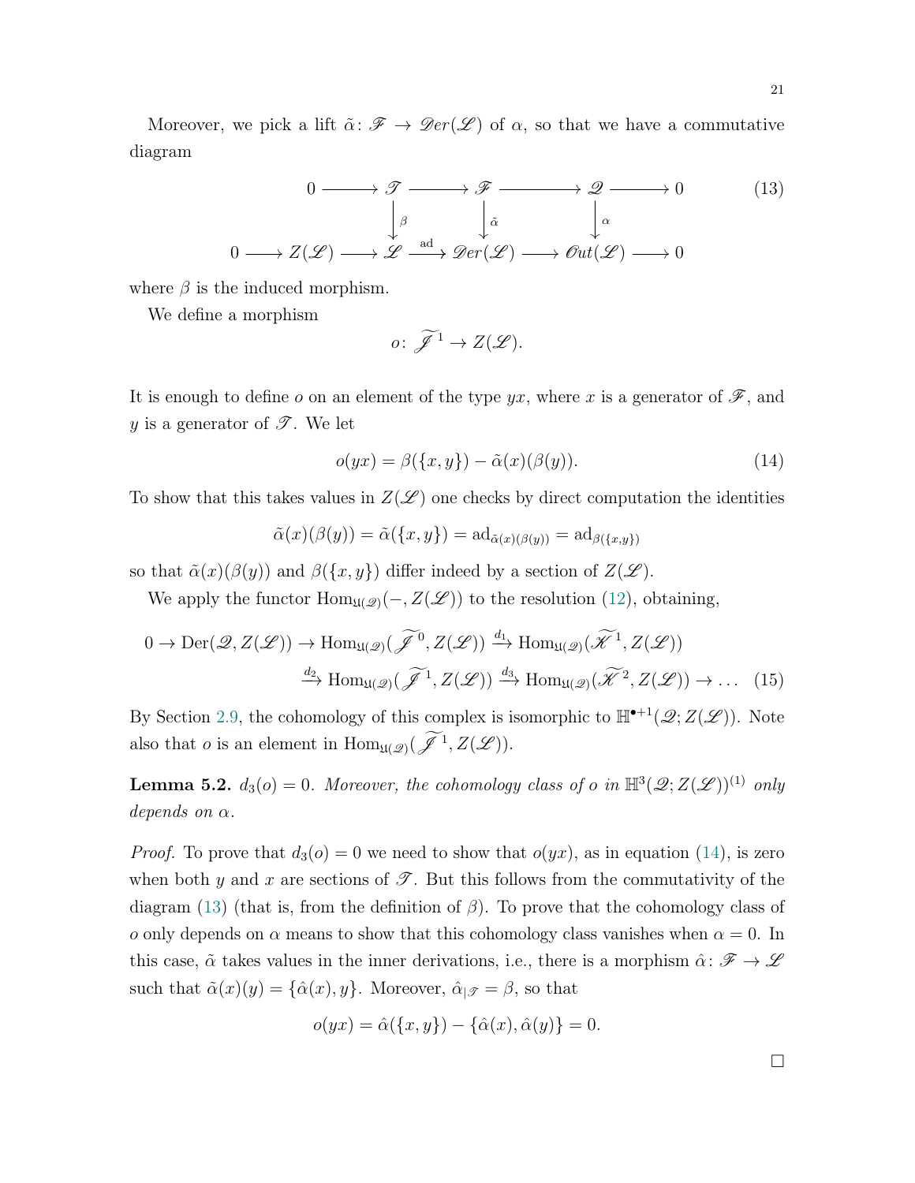Moreover, we pick a lift $\tilde{\alpha}\colon \mathscr{F} \to \mathscr{D}er(\mathscr{L})$ of $\alpha$, so that we have a commutative diagram

$$\begin{array}{ccccccccc}
0 & \longrightarrow & \mathscr{T} & \longrightarrow & \mathscr{F} & \longrightarrow & \mathscr{Q} & \longrightarrow & 0 \\
 & & \downarrow{\scriptstyle\beta} & & \downarrow{\scriptstyle\tilde{\alpha}} & & \downarrow{\scriptstyle\alpha} & & \\
0 \longrightarrow Z(\mathscr{L}) & \longrightarrow & \mathscr{L} & \xrightarrow{\text{ad}} & \mathscr{D}er(\mathscr{L}) & \longrightarrow & \mathscr{O}ut(\mathscr{L}) & \longrightarrow & 0
\end{array} \tag{13}$$

where $\beta$ is the induced morphism.

We define a morphism

$$o\colon \widetilde{\mathscr{J}}^{\,1} \to Z(\mathscr{L}).$$

It is enough to define $o$ on an element of the type $yx$, where $x$ is a generator of $\mathscr{F}$, and $y$ is a generator of $\mathscr{T}$. We let

$$o(yx) = \beta(\{x,y\}) - \tilde{\alpha}(x)(\beta(y)). \tag{14}$$

To show that this takes values in $Z(\mathscr{L})$ one checks by direct computation the identities

$$\tilde{\alpha}(x)(\beta(y)) = \tilde{\alpha}(\{x,y\}) = \operatorname{ad}_{\tilde{\alpha}(x)(\beta(y))} = \operatorname{ad}_{\beta(\{x,y\})}$$

so that $\tilde{\alpha}(x)(\beta(y))$ and $\beta(\{x,y\})$ differ indeed by a section of $Z(\mathscr{L})$.

We apply the functor $\operatorname{Hom}_{\mathfrak{U}(\mathscr{Q})}(-, Z(\mathscr{L}))$ to the resolution (12), obtaining,

$$\begin{aligned}
0 \to \operatorname{Der}(\mathscr{Q}, Z(\mathscr{L})) \to \operatorname{Hom}_{\mathfrak{U}(\mathscr{Q})}(\widetilde{\mathscr{J}}^{\,0}, Z(\mathscr{L})) &\xrightarrow{d_1} \operatorname{Hom}_{\mathfrak{U}(\mathscr{Q})}(\widetilde{\mathscr{K}}^{\,1}, Z(\mathscr{L})) \\
&\xrightarrow{d_2} \operatorname{Hom}_{\mathfrak{U}(\mathscr{Q})}(\widetilde{\mathscr{J}}^{\,1}, Z(\mathscr{L})) \xrightarrow{d_3} \operatorname{Hom}_{\mathfrak{U}(\mathscr{Q})}(\widetilde{\mathscr{K}}^{\,2}, Z(\mathscr{L})) \to \dots
\end{aligned} \tag{15}$$

By Section 2.9, the cohomology of this complex is isomorphic to $\mathbb{H}^{\bullet+1}(\mathscr{Q}; Z(\mathscr{L}))$. Note also that $o$ is an element in $\operatorname{Hom}_{\mathfrak{U}(\mathscr{Q})}(\widetilde{\mathscr{J}}^{\,1}, Z(\mathscr{L}))$.

**Lemma 5.2.** $d_3(o) = 0$. *Moreover, the cohomology class of $o$ in $\mathbb{H}^3(\mathscr{Q}; Z(\mathscr{L}))^{(1)}$ only depends on $\alpha$.*

*Proof.* To prove that $d_3(o) = 0$ we need to show that $o(yx)$, as in equation (14), is zero when both $y$ and $x$ are sections of $\mathscr{T}$. But this follows from the commutativity of the diagram (13) (that is, from the definition of $\beta$). To prove that the cohomology class of $o$ only depends on $\alpha$ means to show that this cohomology class vanishes when $\alpha = 0$. In this case, $\tilde{\alpha}$ takes values in the inner derivations, i.e., there is a morphism $\hat{\alpha}\colon \mathscr{F} \to \mathscr{L}$ such that $\tilde{\alpha}(x)(y) = \{\hat{\alpha}(x), y\}$. Moreover, $\hat{\alpha}_{|\mathscr{T}} = \beta$, so that

$$o(yx) = \hat{\alpha}(\{x,y\}) - \{\hat{\alpha}(x), \hat{\alpha}(y)\} = 0.$$

□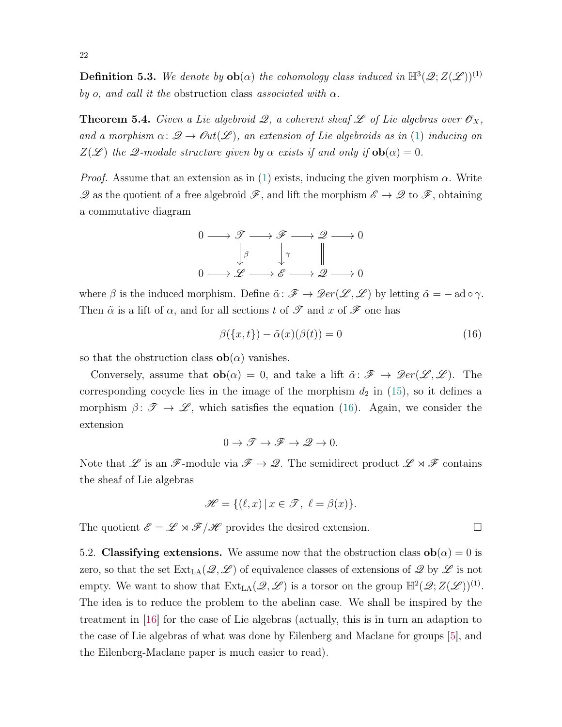**Definition 5.3.** *We denote by* $\mathbf{ob}(\alpha)$ *the cohomology class induced in* $\mathbb{H}^3(\mathscr{Q};Z(\mathscr{L}))^{(1)}$ *by* $o$*, and call it the* obstruction class *associated with* $\alpha$*.*

**Theorem 5.4.** *Given a Lie algebroid* $\mathscr{Q}$*, a coherent sheaf* $\mathscr{L}$ *of Lie algebras over* $\mathscr{O}_X$*, and a morphism* $\alpha\colon \mathscr{Q}\to \mathscr{O}ut(\mathscr{L})$*, an extension of Lie algebroids as in* (1) *inducing on* $Z(\mathscr{L})$ *the* $\mathscr{Q}$*-module structure given by* $\alpha$ *exists if and only if* $\mathbf{ob}(\alpha)=0$*.*

*Proof.* Assume that an extension as in (1) exists, inducing the given morphism $\alpha$. Write $\mathscr{Q}$ as the quotient of a free algebroid $\mathscr{F}$, and lift the morphism $\mathscr{E}\to\mathscr{Q}$ to $\mathscr{F}$, obtaining a commutative diagram

$$\begin{array}{ccccccccc}
0 & \longrightarrow & \mathscr{T} & \longrightarrow & \mathscr{F} & \longrightarrow & \mathscr{Q} & \longrightarrow & 0 \\
 & & \downarrow{\scriptstyle\beta} & & \downarrow{\scriptstyle\gamma} & & \| & & \\
0 & \longrightarrow & \mathscr{L} & \longrightarrow & \mathscr{E} & \longrightarrow & \mathscr{Q} & \longrightarrow & 0
\end{array}$$

where $\beta$ is the induced morphism. Define $\tilde\alpha\colon \mathscr{F}\to \mathscr{D}er(\mathscr{L},\mathscr{L})$ by letting $\tilde\alpha=-\operatorname{ad}\circ\gamma$. Then $\tilde\alpha$ is a lift of $\alpha$, and for all sections $t$ of $\mathscr{T}$ and $x$ of $\mathscr{F}$ one has

$$\beta(\{x,t\})-\tilde\alpha(x)(\beta(t))=0 \tag{16}$$

so that the obstruction class $\mathbf{ob}(\alpha)$ vanishes.

Conversely, assume that $\mathbf{ob}(\alpha)=0$, and take a lift $\tilde\alpha\colon\mathscr{F}\to\mathscr{D}er(\mathscr{L},\mathscr{L})$. The corresponding cocycle lies in the image of the morphism $d_2$ in (15), so it defines a morphism $\beta\colon\mathscr{T}\to\mathscr{L}$, which satisfies the equation (16). Again, we consider the extension

$$0\to\mathscr{T}\to\mathscr{F}\to\mathscr{Q}\to 0.$$

Note that $\mathscr{L}$ is an $\mathscr{F}$-module via $\mathscr{F}\to\mathscr{Q}$. The semidirect product $\mathscr{L}\rtimes\mathscr{F}$ contains the sheaf of Lie algebras

$$\mathscr{H}=\{(\ell,x)\,|\,x\in\mathscr{T},\ \ell=\beta(x)\}.$$

The quotient $\mathscr{E}=\mathscr{L}\rtimes\mathscr{F}/\mathscr{H}$ provides the desired extension. □

5.2. **Classifying extensions.** We assume now that the obstruction class $\mathbf{ob}(\alpha)=0$ is zero, so that the set $\operatorname{Ext}_{\mathrm{LA}}(\mathscr{Q},\mathscr{L})$ of equivalence classes of extensions of $\mathscr{Q}$ by $\mathscr{L}$ is not empty. We want to show that $\operatorname{Ext}_{\mathrm{LA}}(\mathscr{Q},\mathscr{L})$ is a torsor on the group $\mathbb{H}^2(\mathscr{Q};Z(\mathscr{L}))^{(1)}$. The idea is to reduce the problem to the abelian case. We shall be inspired by the treatment in [16] for the case of Lie algebras (actually, this is in turn an adaption to the case of Lie algebras of what was done by Eilenberg and Maclane for groups [5], and the Eilenberg-Maclane paper is much easier to read).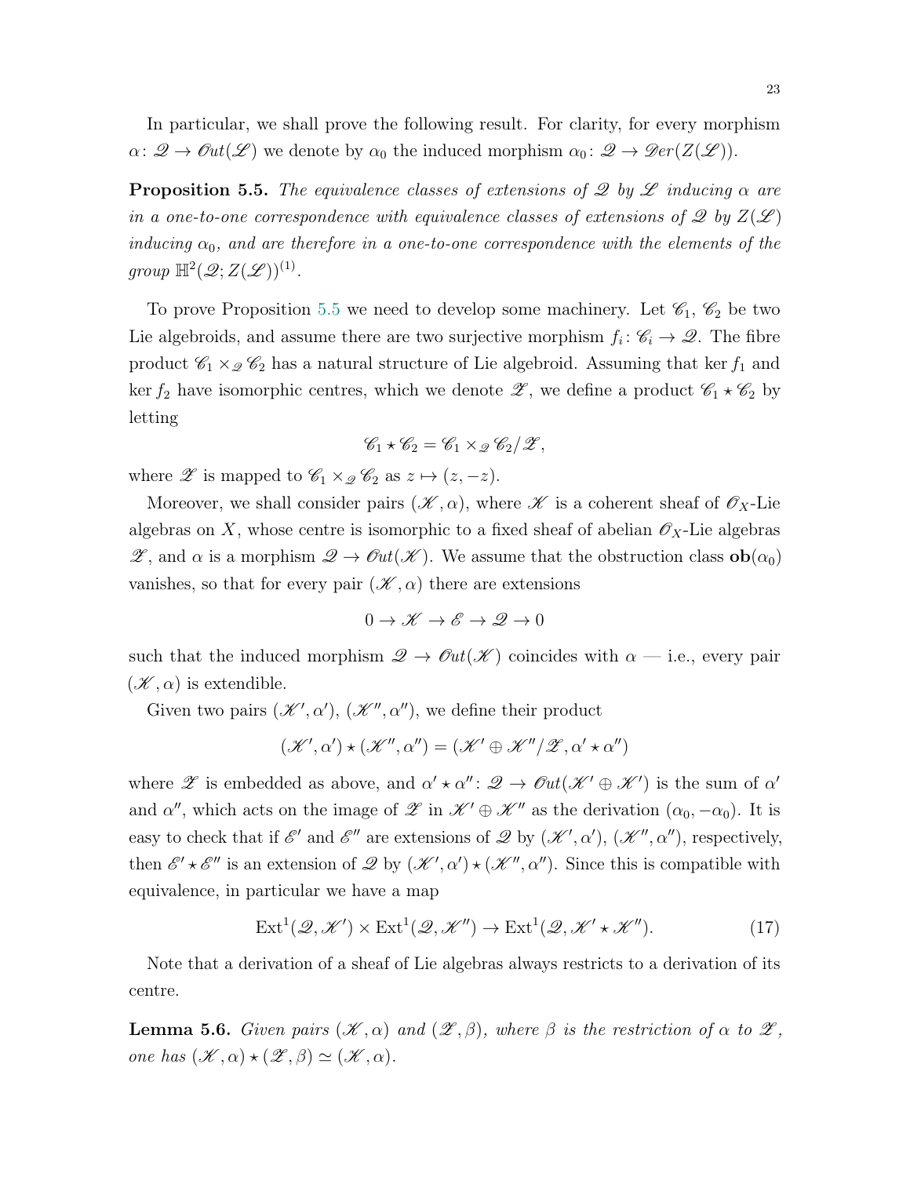In particular, we shall prove the following result. For clarity, for every morphism $\alpha\colon \mathscr{Q} \to \mathscr{O}ut(\mathscr{L})$ we denote by $\alpha_0$ the induced morphism $\alpha_0\colon \mathscr{Q} \to \mathscr{D}er(Z(\mathscr{L}))$.

**Proposition 5.5.** *The equivalence classes of extensions of $\mathscr{Q}$ by $\mathscr{L}$ inducing $\alpha$ are in a one-to-one correspondence with equivalence classes of extensions of $\mathscr{Q}$ by $Z(\mathscr{L})$ inducing $\alpha_0$, and are therefore in a one-to-one correspondence with the elements of the group $\mathbb{H}^2(\mathscr{Q}; Z(\mathscr{L}))^{(1)}$.*

To prove Proposition 5.5 we need to develop some machinery. Let $\mathscr{C}_1$, $\mathscr{C}_2$ be two Lie algebroids, and assume there are two surjective morphism $f_i\colon \mathscr{C}_i \to \mathscr{Q}$. The fibre product $\mathscr{C}_1 \times_{\mathscr{Q}} \mathscr{C}_2$ has a natural structure of Lie algebroid. Assuming that $\ker f_1$ and $\ker f_2$ have isomorphic centres, which we denote $\mathscr{Z}$, we define a product $\mathscr{C}_1 \star \mathscr{C}_2$ by letting

$$\mathscr{C}_1 \star \mathscr{C}_2 = \mathscr{C}_1 \times_{\mathscr{Q}} \mathscr{C}_2 / \mathscr{Z},$$

where $\mathscr{Z}$ is mapped to $\mathscr{C}_1 \times_{\mathscr{Q}} \mathscr{C}_2$ as $z \mapsto (z, -z)$.

Moreover, we shall consider pairs $(\mathscr{K}, \alpha)$, where $\mathscr{K}$ is a coherent sheaf of $\mathscr{O}_X$-Lie algebras on $X$, whose centre is isomorphic to a fixed sheaf of abelian $\mathscr{O}_X$-Lie algebras $\mathscr{Z}$, and $\alpha$ is a morphism $\mathscr{Q} \to \mathscr{O}ut(\mathscr{K})$. We assume that the obstruction class $\mathbf{ob}(\alpha_0)$ vanishes, so that for every pair $(\mathscr{K}, \alpha)$ there are extensions

$$0 \to \mathscr{K} \to \mathscr{E} \to \mathscr{Q} \to 0$$

such that the induced morphism $\mathscr{Q} \to \mathscr{O}ut(\mathscr{K})$ coincides with $\alpha$ — i.e., every pair $(\mathscr{K}, \alpha)$ is extendible.

Given two pairs $(\mathscr{K}', \alpha')$, $(\mathscr{K}'', \alpha'')$, we define their product

$$(\mathscr{K}', \alpha') \star (\mathscr{K}'', \alpha'') = (\mathscr{K}' \oplus \mathscr{K}''/\mathscr{Z}, \alpha' \star \alpha'')$$

where $\mathscr{Z}$ is embedded as above, and $\alpha' \star \alpha''\colon \mathscr{Q} \to \mathscr{O}ut(\mathscr{K}' \oplus \mathscr{K}')$ is the sum of $\alpha'$ and $\alpha''$, which acts on the image of $\mathscr{Z}$ in $\mathscr{K}' \oplus \mathscr{K}''$ as the derivation $(\alpha_0, -\alpha_0)$. It is easy to check that if $\mathscr{E}'$ and $\mathscr{E}''$ are extensions of $\mathscr{Q}$ by $(\mathscr{K}', \alpha')$, $(\mathscr{K}'', \alpha'')$, respectively, then $\mathscr{E}' \star \mathscr{E}''$ is an extension of $\mathscr{Q}$ by $(\mathscr{K}', \alpha') \star (\mathscr{K}'', \alpha'')$. Since this is compatible with equivalence, in particular we have a map

$$\operatorname{Ext}^1(\mathscr{Q}, \mathscr{K}') \times \operatorname{Ext}^1(\mathscr{Q}, \mathscr{K}'') \to \operatorname{Ext}^1(\mathscr{Q}, \mathscr{K}' \star \mathscr{K}''). \tag{17}$$

Note that a derivation of a sheaf of Lie algebras always restricts to a derivation of its centre.

**Lemma 5.6.** *Given pairs $(\mathscr{K}, \alpha)$ and $(\mathscr{Z}, \beta)$, where $\beta$ is the restriction of $\alpha$ to $\mathscr{Z}$, one has $(\mathscr{K}, \alpha) \star (\mathscr{Z}, \beta) \simeq (\mathscr{K}, \alpha)$.*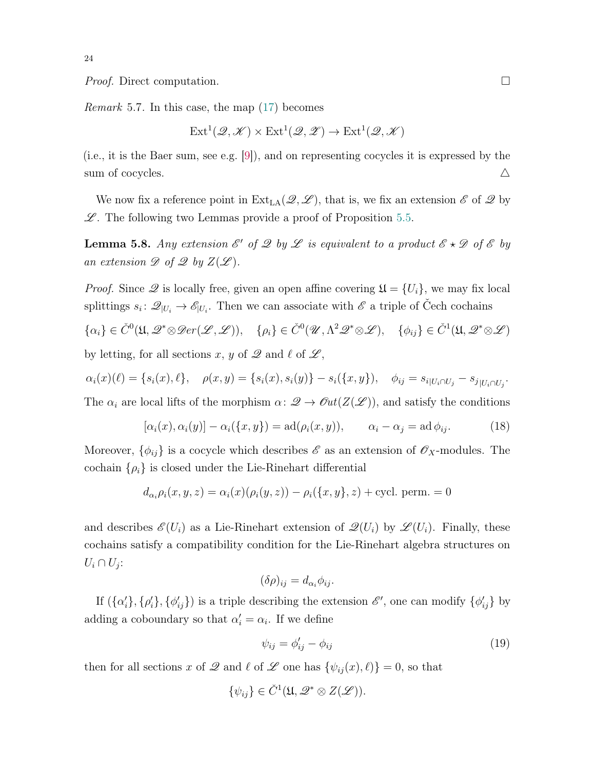*Proof.* Direct computation. □

*Remark* 5.7. In this case, the map (17) becomes

$$\mathrm{Ext}^1(\mathscr{Q}, \mathscr{K}) \times \mathrm{Ext}^1(\mathscr{Q}, \mathscr{Z}) \to \mathrm{Ext}^1(\mathscr{Q}, \mathscr{K})$$

(i.e., it is the Baer sum, see e.g. [9]), and on representing cocycles it is expressed by the sum of cocycles. △

We now fix a reference point in $\mathrm{Ext}_{\mathrm{LA}}(\mathscr{Q}, \mathscr{L})$, that is, we fix an extension $\mathscr{E}$ of $\mathscr{Q}$ by $\mathscr{L}$. The following two Lemmas provide a proof of Proposition 5.5.

**Lemma 5.8.** *Any extension $\mathscr{E}'$ of $\mathscr{Q}$ by $\mathscr{L}$ is equivalent to a product $\mathscr{E} \star \mathscr{D}$ of $\mathscr{E}$ by an extension $\mathscr{D}$ of $\mathscr{Q}$ by $Z(\mathscr{L})$.*

*Proof.* Since $\mathscr{Q}$ is locally free, given an open affine covering $\mathfrak{U} = \{U_i\}$, we may fix local splittings $s_i \colon \mathscr{Q}_{|U_i} \to \mathscr{E}_{|U_i}$. Then we can associate with $\mathscr{E}$ a triple of Čech cochains

$$\{\alpha_i\} \in \check{C}^0(\mathfrak{U}, \mathscr{Q}^* \otimes \mathscr{D}er(\mathscr{L}, \mathscr{L})), \quad \{\rho_i\} \in \check{C}^0(\mathscr{U}, \Lambda^2 \mathscr{Q}^* \otimes \mathscr{L}), \quad \{\phi_{ij}\} \in \check{C}^1(\mathfrak{U}, \mathscr{Q}^* \otimes \mathscr{L})$$

by letting, for all sections $x$, $y$ of $\mathscr{Q}$ and $\ell$ of $\mathscr{L}$,

$$\alpha_i(x)(\ell) = \{s_i(x), \ell\}, \quad \rho(x, y) = \{s_i(x), s_i(y)\} - s_i(\{x, y\}), \quad \phi_{ij} = s_{i|U_i \cap U_j} - s_{j\,|U_i \cap U_j}.$$

The $\alpha_i$ are local lifts of the morphism $\alpha \colon \mathscr{Q} \to \mathscr{O}ut(Z(\mathscr{L}))$, and satisfy the conditions

$$[\alpha_i(x), \alpha_i(y)] - \alpha_i(\{x, y\}) = \mathrm{ad}(\rho_i(x, y)), \qquad \alpha_i - \alpha_j = \mathrm{ad}\, \phi_{ij}. \tag{18}$$

Moreover, $\{\phi_{ij}\}$ is a cocycle which describes $\mathscr{E}$ as an extension of $\mathscr{O}_X$-modules. The cochain $\{\rho_i\}$ is closed under the Lie-Rinehart differential

$$d_{\alpha_i} \rho_i(x, y, z) = \alpha_i(x)(\rho_i(y, z)) - \rho_i(\{x, y\}, z) + \text{cycl. perm.} = 0$$

and describes $\mathscr{E}(U_i)$ as a Lie-Rinehart extension of $\mathscr{Q}(U_i)$ by $\mathscr{L}(U_i)$. Finally, these cochains satisfy a compatibility condition for the Lie-Rinehart algebra structures on $U_i \cap U_j$:

$$(\delta\rho)_{ij} = d_{\alpha_i} \phi_{ij}.$$

If $(\{\alpha'_i\}, \{\rho'_i\}, \{\phi'_{ij}\})$ is a triple describing the extension $\mathscr{E}'$, one can modify $\{\phi'_{ij}\}$ by adding a coboundary so that $\alpha'_i = \alpha_i$. If we define

$$\psi_{ij} = \phi'_{ij} - \phi_{ij} \tag{19}$$

then for all sections $x$ of $\mathscr{Q}$ and $\ell$ of $\mathscr{L}$ one has $\{\psi_{ij}(x), \ell)\} = 0$, so that

$$\{\psi_{ij}\} \in \check{C}^1(\mathfrak{U}, \mathscr{Q}^* \otimes Z(\mathscr{L})).$$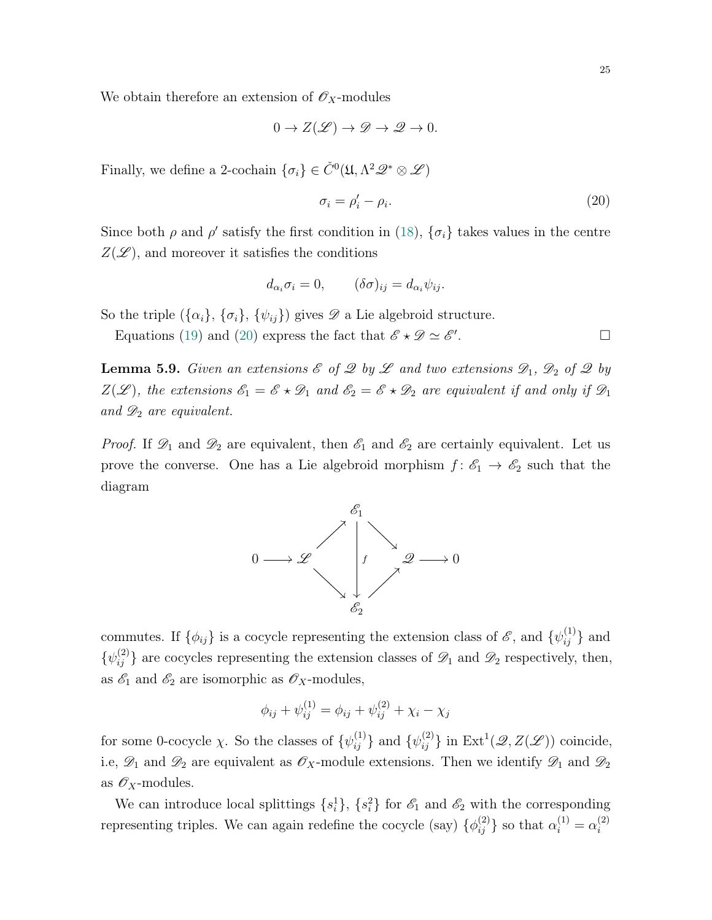We obtain therefore an extension of $\mathscr{O}_X$-modules

$$0 \to Z(\mathscr{L}) \to \mathscr{D} \to \mathscr{Q} \to 0.$$

Finally, we define a 2-cochain $\{\sigma_i\} \in \check{C}^0(\mathfrak{U}, \Lambda^2\mathscr{Q}^* \otimes \mathscr{L})$

$$\sigma_i = \rho_i' - \rho_i. \tag{20}$$

Since both $\rho$ and $\rho'$ satisfy the first condition in (18), $\{\sigma_i\}$ takes values in the centre $Z(\mathscr{L})$, and moreover it satisfies the conditions

$$d_{\alpha_i}\sigma_i = 0, \qquad (\delta\sigma)_{ij} = d_{\alpha_i}\psi_{ij}.$$

So the triple $(\{\alpha_i\}, \{\sigma_i\}, \{\psi_{ij}\})$ gives $\mathscr{D}$ a Lie algebroid structure.

Equations (19) and (20) express the fact that $\mathscr{E} \star \mathscr{D} \simeq \mathscr{E}'$. □

**Lemma 5.9.** *Given an extensions $\mathscr{E}$ of $\mathscr{Q}$ by $\mathscr{L}$ and two extensions $\mathscr{D}_1$, $\mathscr{D}_2$ of $\mathscr{Q}$ by $Z(\mathscr{L})$, the extensions $\mathscr{E}_1 = \mathscr{E} \star \mathscr{D}_1$ and $\mathscr{E}_2 = \mathscr{E} \star \mathscr{D}_2$ are equivalent if and only if $\mathscr{D}_1$ and $\mathscr{D}_2$ are equivalent.*

*Proof.* If $\mathscr{D}_1$ and $\mathscr{D}_2$ are equivalent, then $\mathscr{E}_1$ and $\mathscr{E}_2$ are certainly equivalent. Let us prove the converse. One has a Lie algebroid morphism $f\colon \mathscr{E}_1 \to \mathscr{E}_2$ such that the diagram

$$\begin{array}{ccccccc} & & & \mathscr{E}_1 & & & \\ & & \nearrow & \downarrow f & \searrow & & \\ 0 \longrightarrow & \mathscr{L} & & & & \mathscr{Q} & \longrightarrow 0 \\ & & \searrow & \downarrow & \nearrow & & \\ & & & \mathscr{E}_2 & & & \end{array}$$

commutes. If $\{\phi_{ij}\}$ is a cocycle representing the extension class of $\mathscr{E}$, and $\{\psi_{ij}^{(1)}\}$ and $\{\psi_{ij}^{(2)}\}$ are cocycles representing the extension classes of $\mathscr{D}_1$ and $\mathscr{D}_2$ respectively, then, as $\mathscr{E}_1$ and $\mathscr{E}_2$ are isomorphic as $\mathscr{O}_X$-modules,

$$\phi_{ij} + \psi_{ij}^{(1)} = \phi_{ij} + \psi_{ij}^{(2)} + \chi_i - \chi_j$$

for some 0-cocycle $\chi$. So the classes of $\{\psi_{ij}^{(1)}\}$ and $\{\psi_{ij}^{(2)}\}$ in $\operatorname{Ext}^1(\mathscr{Q}, Z(\mathscr{L}))$ coincide, i.e, $\mathscr{D}_1$ and $\mathscr{D}_2$ are equivalent as $\mathscr{O}_X$-module extensions. Then we identify $\mathscr{D}_1$ and $\mathscr{D}_2$ as $\mathscr{O}_X$-modules.

We can introduce local splittings $\{s_i^1\}$, $\{s_i^2\}$ for $\mathscr{E}_1$ and $\mathscr{E}_2$ with the corresponding representing triples. We can again redefine the cocycle (say) $\{\phi_{ij}^{(2)}\}$ so that $\alpha_i^{(1)} = \alpha_i^{(2)}$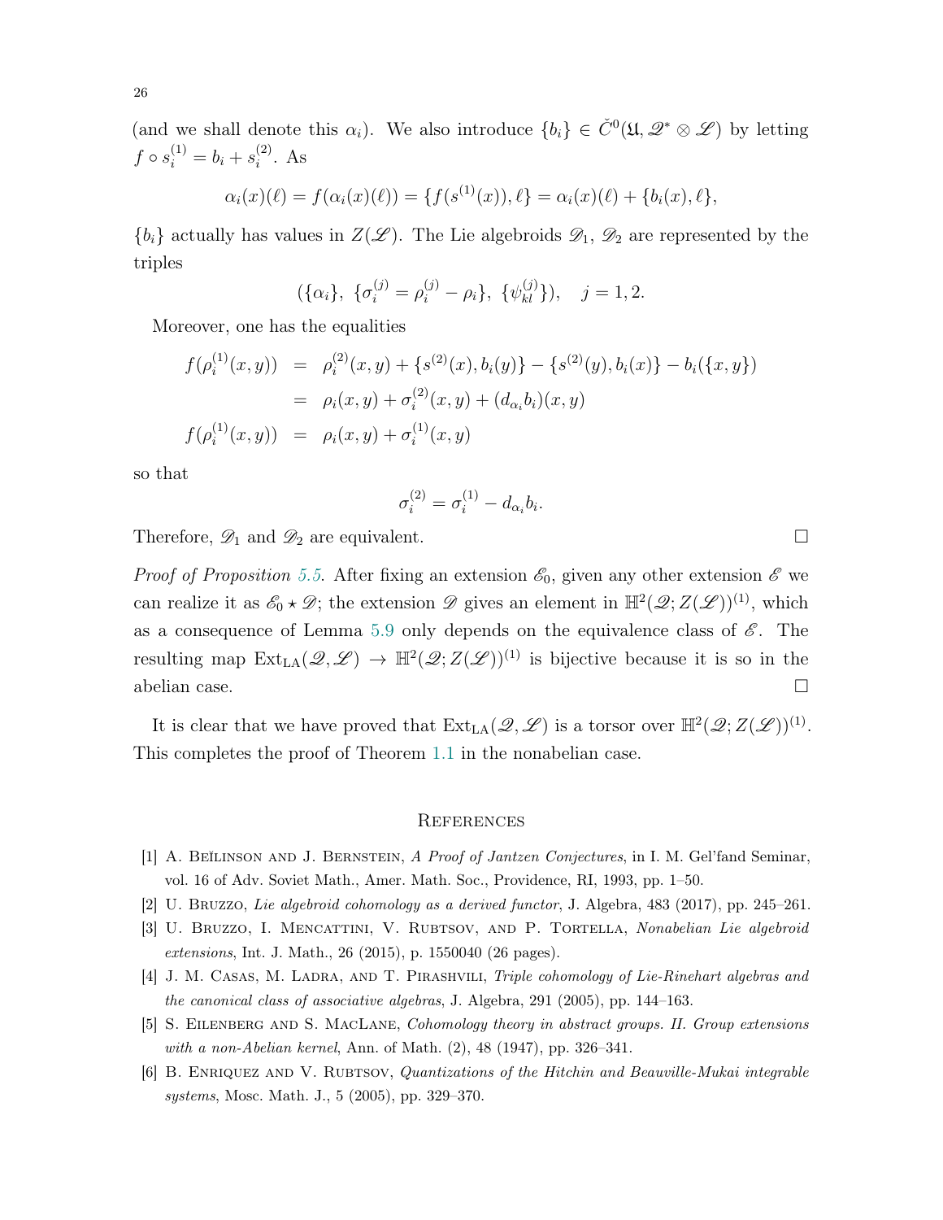(and we shall denote this $\alpha_i$). We also introduce $\{b_i\} \in \check{C}^0(\mathfrak{U}, \mathscr{Q}^* \otimes \mathscr{L})$ by letting $f \circ s_i^{(1)} = b_i + s_i^{(2)}$. As

$$\alpha_i(x)(\ell) = f(\alpha_i(x)(\ell)) = \{f(s^{(1)}(x)), \ell\} = \alpha_i(x)(\ell) + \{b_i(x), \ell\},$$

$\{b_i\}$ actually has values in $Z(\mathscr{L})$. The Lie algebroids $\mathscr{D}_1$, $\mathscr{D}_2$ are represented by the triples

$$(\{\alpha_i\},\ \{\sigma_i^{(j)} = \rho_i^{(j)} - \rho_i\},\ \{\psi_{kl}^{(j)}\}), \quad j = 1, 2.$$

Moreover, one has the equalities

$$\begin{aligned}
f(\rho_i^{(1)}(x,y)) &= \rho_i^{(2)}(x,y) + \{s^{(2)}(x), b_i(y)\} - \{s^{(2)}(y), b_i(x)\} - b_i(\{x,y\}) \\
&= \rho_i(x,y) + \sigma_i^{(2)}(x,y) + (d_{\alpha_i} b_i)(x,y) \\
f(\rho_i^{(1)}(x,y)) &= \rho_i(x,y) + \sigma_i^{(1)}(x,y)
\end{aligned}$$

so that

$$\sigma_i^{(2)} = \sigma_i^{(1)} - d_{\alpha_i} b_i.$$

Therefore, $\mathscr{D}_1$ and $\mathscr{D}_2$ are equivalent. □

*Proof of Proposition 5.5.* After fixing an extension $\mathscr{E}_0$, given any other extension $\mathscr{E}$ we can realize it as $\mathscr{E}_0 \star \mathscr{D}$; the extension $\mathscr{D}$ gives an element in $\mathbb{H}^2(\mathscr{Q}; Z(\mathscr{L}))^{(1)}$, which as a consequence of Lemma 5.9 only depends on the equivalence class of $\mathscr{E}$. The resulting map $\mathrm{Ext}_{\mathrm{LA}}(\mathscr{Q}, \mathscr{L}) \to \mathbb{H}^2(\mathscr{Q}; Z(\mathscr{L}))^{(1)}$ is bijective because it is so in the abelian case. □

It is clear that we have proved that $\mathrm{Ext}_{\mathrm{LA}}(\mathscr{Q}, \mathscr{L})$ is a torsor over $\mathbb{H}^2(\mathscr{Q}; Z(\mathscr{L}))^{(1)}$. This completes the proof of Theorem 1.1 in the nonabelian case.

## References

[1] A. Beĭlinson and J. Bernstein, *A Proof of Jantzen Conjectures*, in I. M. Gel'fand Seminar, vol. 16 of Adv. Soviet Math., Amer. Math. Soc., Providence, RI, 1993, pp. 1–50.

[2] U. Bruzzo, *Lie algebroid cohomology as a derived functor*, J. Algebra, 483 (2017), pp. 245–261.

[3] U. Bruzzo, I. Mencattini, V. Rubtsov, and P. Tortella, *Nonabelian Lie algebroid extensions*, Int. J. Math., 26 (2015), p. 1550040 (26 pages).

[4] J. M. Casas, M. Ladra, and T. Pirashvili, *Triple cohomology of Lie-Rinehart algebras and the canonical class of associative algebras*, J. Algebra, 291 (2005), pp. 144–163.

[5] S. Eilenberg and S. MacLane, *Cohomology theory in abstract groups. II. Group extensions with a non-Abelian kernel*, Ann. of Math. (2), 48 (1947), pp. 326–341.

[6] B. Enriquez and V. Rubtsov, *Quantizations of the Hitchin and Beauville-Mukai integrable systems*, Mosc. Math. J., 5 (2005), pp. 329–370.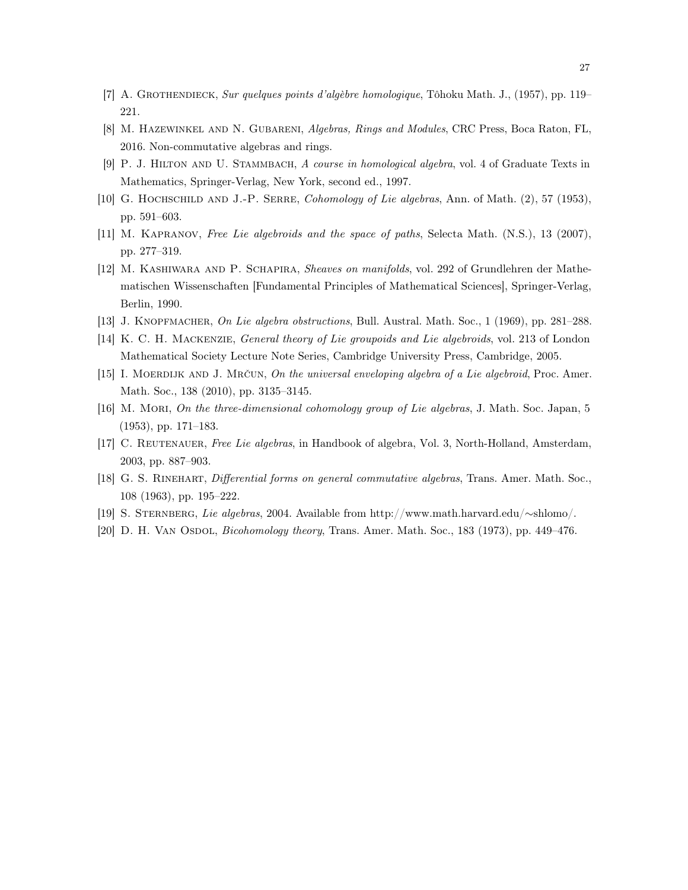[7] A. Grothendieck, *Sur quelques points d'algèbre homologique*, Tôhoku Math. J., (1957), pp. 119–221.

[8] M. Hazewinkel and N. Gubareni, *Algebras, Rings and Modules*, CRC Press, Boca Raton, FL, 2016. Non-commutative algebras and rings.

[9] P. J. Hilton and U. Stammbach, *A course in homological algebra*, vol. 4 of Graduate Texts in Mathematics, Springer-Verlag, New York, second ed., 1997.

[10] G. Hochschild and J.-P. Serre, *Cohomology of Lie algebras*, Ann. of Math. (2), 57 (1953), pp. 591–603.

[11] M. Kapranov, *Free Lie algebroids and the space of paths*, Selecta Math. (N.S.), 13 (2007), pp. 277–319.

[12] M. Kashiwara and P. Schapira, *Sheaves on manifolds*, vol. 292 of Grundlehren der Mathematischen Wissenschaften [Fundamental Principles of Mathematical Sciences], Springer-Verlag, Berlin, 1990.

[13] J. Knopfmacher, *On Lie algebra obstructions*, Bull. Austral. Math. Soc., 1 (1969), pp. 281–288.

[14] K. C. H. Mackenzie, *General theory of Lie groupoids and Lie algebroids*, vol. 213 of London Mathematical Society Lecture Note Series, Cambridge University Press, Cambridge, 2005.

[15] I. Moerdijk and J. Mrčun, *On the universal enveloping algebra of a Lie algebroid*, Proc. Amer. Math. Soc., 138 (2010), pp. 3135–3145.

[16] M. Mori, *On the three-dimensional cohomology group of Lie algebras*, J. Math. Soc. Japan, 5 (1953), pp. 171–183.

[17] C. Reutenauer, *Free Lie algebras*, in Handbook of algebra, Vol. 3, North-Holland, Amsterdam, 2003, pp. 887–903.

[18] G. S. Rinehart, *Differential forms on general commutative algebras*, Trans. Amer. Math. Soc., 108 (1963), pp. 195–222.

[19] S. Sternberg, *Lie algebras*, 2004. Available from http://www.math.harvard.edu/∼shlomo/.

[20] D. H. Van Osdol, *Bicohomology theory*, Trans. Amer. Math. Soc., 183 (1973), pp. 449–476.